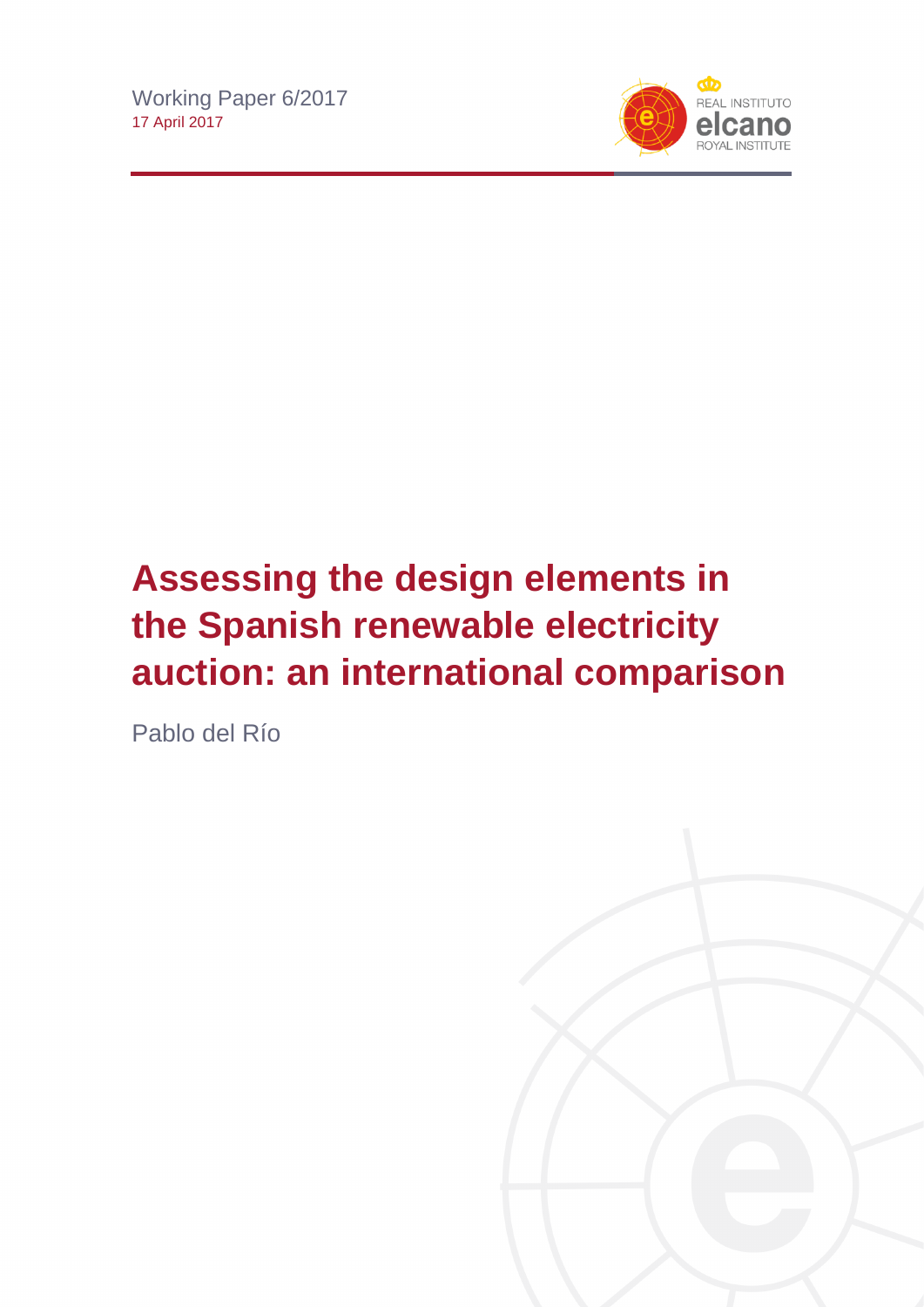Working Paper 6/2017
17 April 2017

# Assessing the design elements in the Spanish renewable electricity auction: an international comparison

Pablo del Río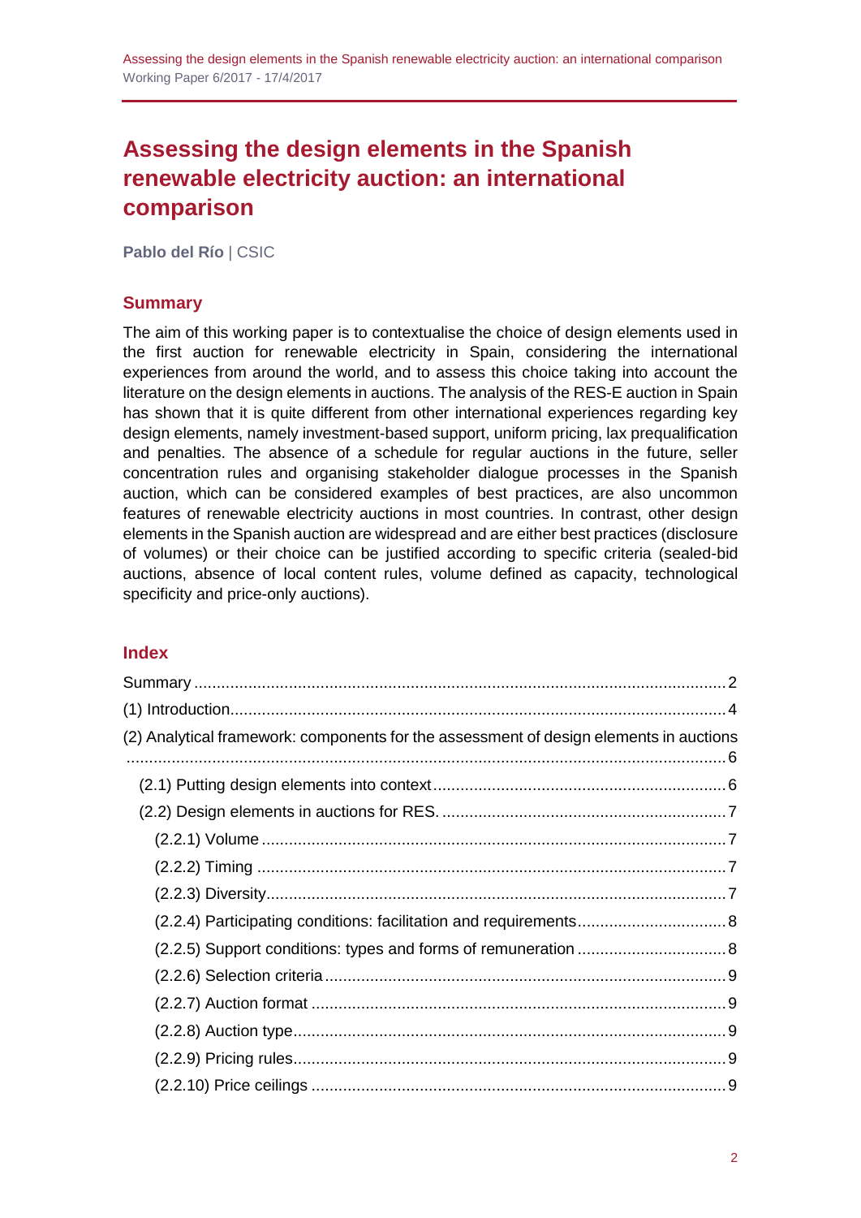# Assessing the design elements in the Spanish renewable electricity auction: an international comparison

**Pablo del Río** | CSIC

## Summary

The aim of this working paper is to contextualise the choice of design elements used in the first auction for renewable electricity in Spain, considering the international experiences from around the world, and to assess this choice taking into account the literature on the design elements in auctions. The analysis of the RES-E auction in Spain has shown that it is quite different from other international experiences regarding key design elements, namely investment-based support, uniform pricing, lax prequalification and penalties. The absence of a schedule for regular auctions in the future, seller concentration rules and organising stakeholder dialogue processes in the Spanish auction, which can be considered examples of best practices, are also uncommon features of renewable electricity auctions in most countries. In contrast, other design elements in the Spanish auction are widespread and are either best practices (disclosure of volumes) or their choice can be justified according to specific criteria (sealed-bid auctions, absence of local content rules, volume defined as capacity, technological specificity and price-only auctions).

## Index

- Summary ..... 2
- (1) Introduction ..... 4
- (2) Analytical framework: components for the assessment of design elements in auctions ..... 6
  - (2.1) Putting design elements into context ..... 6
  - (2.2) Design elements in auctions for RES. ..... 7
    - (2.2.1) Volume ..... 7
    - (2.2.2) Timing ..... 7
    - (2.2.3) Diversity ..... 7
    - (2.2.4) Participating conditions: facilitation and requirements ..... 8
    - (2.2.5) Support conditions: types and forms of remuneration ..... 8
    - (2.2.6) Selection criteria ..... 9
    - (2.2.7) Auction format ..... 9
    - (2.2.8) Auction type ..... 9
    - (2.2.9) Pricing rules ..... 9
    - (2.2.10) Price ceilings ..... 9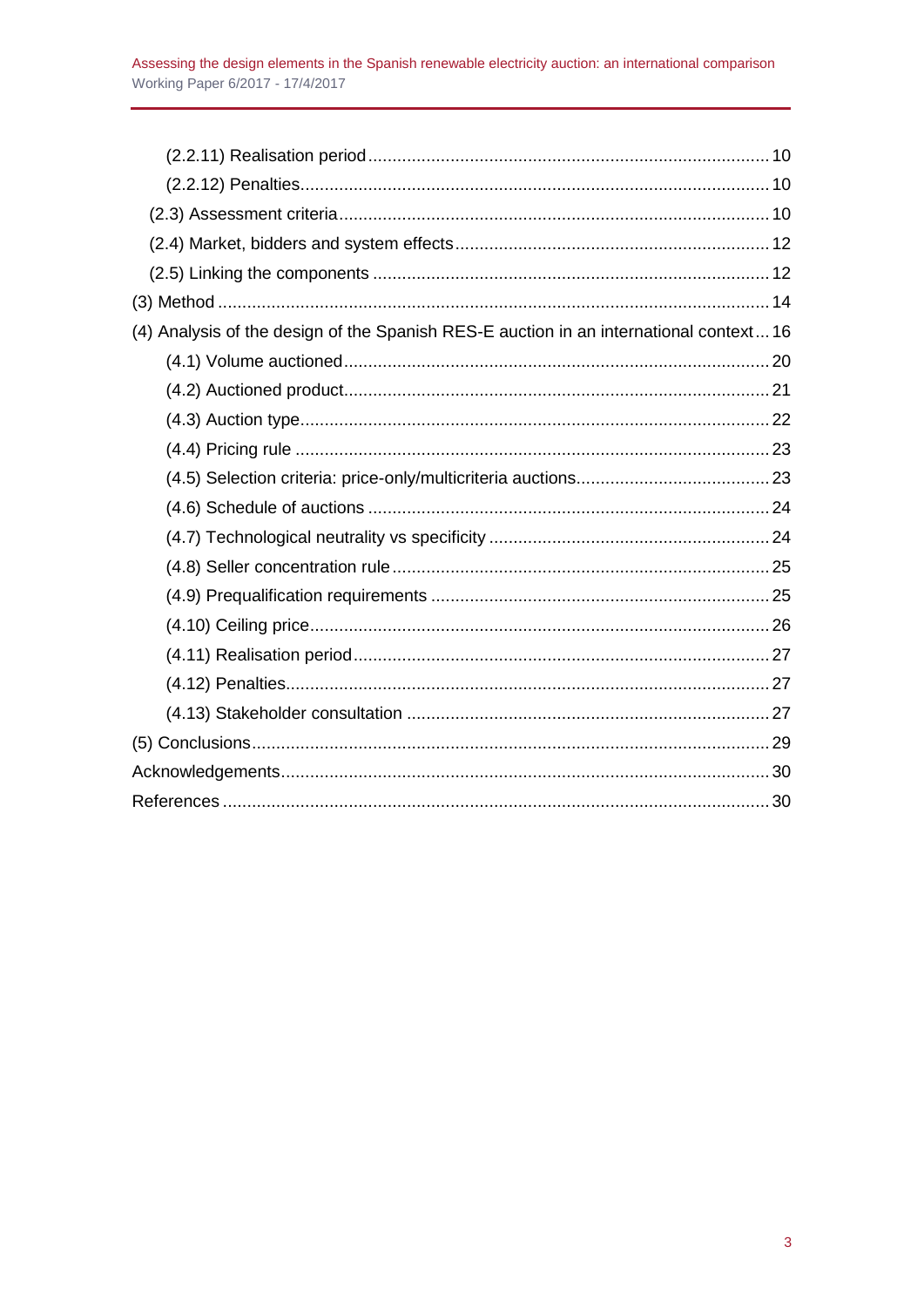(2.2.11) Realisation period ........ 10

(2.2.12) Penalties ........ 10

(2.3) Assessment criteria ........ 10

(2.4) Market, bidders and system effects ........ 12

(2.5) Linking the components ........ 12

(3) Method ........ 14

(4) Analysis of the design of the Spanish RES-E auction in an international context ... 16

(4.1) Volume auctioned ........ 20

(4.2) Auctioned product ........ 21

(4.3) Auction type ........ 22

(4.4) Pricing rule ........ 23

(4.5) Selection criteria: price-only/multicriteria auctions ........ 23

(4.6) Schedule of auctions ........ 24

(4.7) Technological neutrality vs specificity ........ 24

(4.8) Seller concentration rule ........ 25

(4.9) Prequalification requirements ........ 25

(4.10) Ceiling price ........ 26

(4.11) Realisation period ........ 27

(4.12) Penalties ........ 27

(4.13) Stakeholder consultation ........ 27

(5) Conclusions ........ 29

Acknowledgements ........ 30

References ........ 30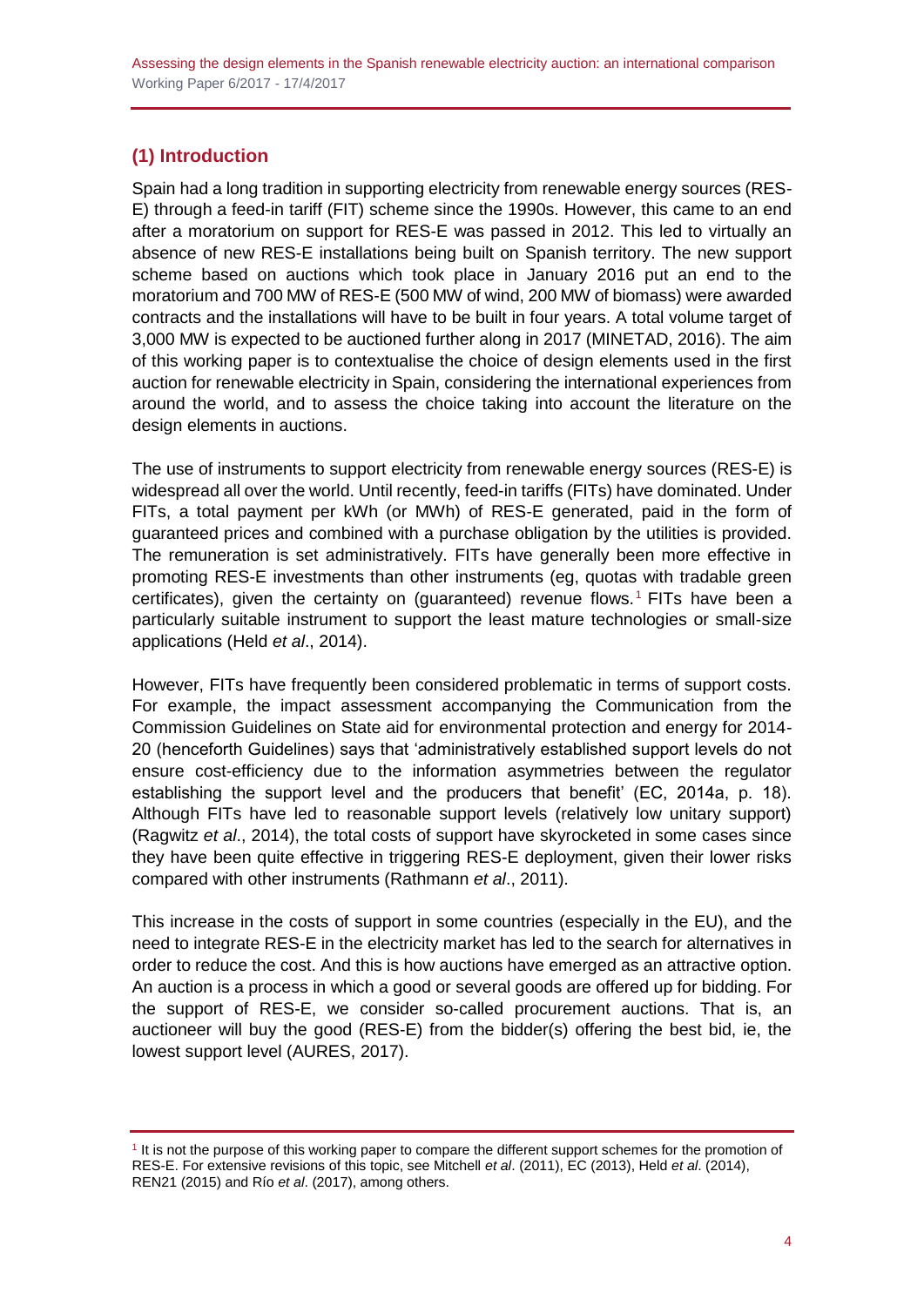## (1) Introduction

Spain had a long tradition in supporting electricity from renewable energy sources (RES-E) through a feed-in tariff (FIT) scheme since the 1990s. However, this came to an end after a moratorium on support for RES-E was passed in 2012. This led to virtually an absence of new RES-E installations being built on Spanish territory. The new support scheme based on auctions which took place in January 2016 put an end to the moratorium and 700 MW of RES-E (500 MW of wind, 200 MW of biomass) were awarded contracts and the installations will have to be built in four years. A total volume target of 3,000 MW is expected to be auctioned further along in 2017 (MINETAD, 2016). The aim of this working paper is to contextualise the choice of design elements used in the first auction for renewable electricity in Spain, considering the international experiences from around the world, and to assess the choice taking into account the literature on the design elements in auctions.

The use of instruments to support electricity from renewable energy sources (RES-E) is widespread all over the world. Until recently, feed-in tariffs (FITs) have dominated. Under FITs, a total payment per kWh (or MWh) of RES-E generated, paid in the form of guaranteed prices and combined with a purchase obligation by the utilities is provided. The remuneration is set administratively. FITs have generally been more effective in promoting RES-E investments than other instruments (eg, quotas with tradable green certificates), given the certainty on (guaranteed) revenue flows.[1] FITs have been a particularly suitable instrument to support the least mature technologies or small-size applications (Held *et al*., 2014).

However, FITs have frequently been considered problematic in terms of support costs. For example, the impact assessment accompanying the Communication from the Commission Guidelines on State aid for environmental protection and energy for 2014-20 (henceforth Guidelines) says that 'administratively established support levels do not ensure cost-efficiency due to the information asymmetries between the regulator establishing the support level and the producers that benefit' (EC, 2014a, p. 18). Although FITs have led to reasonable support levels (relatively low unitary support) (Ragwitz *et al*., 2014), the total costs of support have skyrocketed in some cases since they have been quite effective in triggering RES-E deployment, given their lower risks compared with other instruments (Rathmann *et al*., 2011).

This increase in the costs of support in some countries (especially in the EU), and the need to integrate RES-E in the electricity market has led to the search for alternatives in order to reduce the cost. And this is how auctions have emerged as an attractive option. An auction is a process in which a good or several goods are offered up for bidding. For the support of RES-E, we consider so-called procurement auctions. That is, an auctioneer will buy the good (RES-E) from the bidder(s) offering the best bid, ie, the lowest support level (AURES, 2017).

---

[1] It is not the purpose of this working paper to compare the different support schemes for the promotion of RES-E. For extensive revisions of this topic, see Mitchell *et al*. (2011), EC (2013), Held *et al*. (2014), REN21 (2015) and Río *et al*. (2017), among others.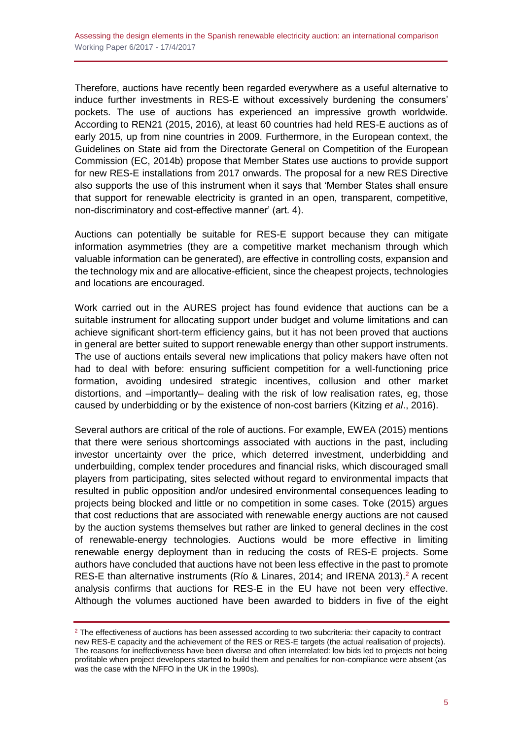Therefore, auctions have recently been regarded everywhere as a useful alternative to induce further investments in RES-E without excessively burdening the consumers' pockets. The use of auctions has experienced an impressive growth worldwide. According to REN21 (2015, 2016), at least 60 countries had held RES-E auctions as of early 2015, up from nine countries in 2009. Furthermore, in the European context, the Guidelines on State aid from the Directorate General on Competition of the European Commission (EC, 2014b) propose that Member States use auctions to provide support for new RES-E installations from 2017 onwards. The proposal for a new RES Directive also supports the use of this instrument when it says that 'Member States shall ensure that support for renewable electricity is granted in an open, transparent, competitive, non-discriminatory and cost-effective manner' (art. 4).

Auctions can potentially be suitable for RES-E support because they can mitigate information asymmetries (they are a competitive market mechanism through which valuable information can be generated), are effective in controlling costs, expansion and the technology mix and are allocative-efficient, since the cheapest projects, technologies and locations are encouraged.

Work carried out in the AURES project has found evidence that auctions can be a suitable instrument for allocating support under budget and volume limitations and can achieve significant short-term efficiency gains, but it has not been proved that auctions in general are better suited to support renewable energy than other support instruments. The use of auctions entails several new implications that policy makers have often not had to deal with before: ensuring sufficient competition for a well-functioning price formation, avoiding undesired strategic incentives, collusion and other market distortions, and –importantly– dealing with the risk of low realisation rates, eg, those caused by underbidding or by the existence of non-cost barriers (Kitzing *et al*., 2016).

Several authors are critical of the role of auctions. For example, EWEA (2015) mentions that there were serious shortcomings associated with auctions in the past, including investor uncertainty over the price, which deterred investment, underbidding and underbuilding, complex tender procedures and financial risks, which discouraged small players from participating, sites selected without regard to environmental impacts that resulted in public opposition and/or undesired environmental consequences leading to projects being blocked and little or no competition in some cases. Toke (2015) argues that cost reductions that are associated with renewable energy auctions are not caused by the auction systems themselves but rather are linked to general declines in the cost of renewable-energy technologies. Auctions would be more effective in limiting renewable energy deployment than in reducing the costs of RES-E projects. Some authors have concluded that auctions have not been less effective in the past to promote RES-E than alternative instruments (Río & Linares, 2014; and IRENA 2013).[2] A recent analysis confirms that auctions for RES-E in the EU have not been very effective. Although the volumes auctioned have been awarded to bidders in five of the eight

---

[2] The effectiveness of auctions has been assessed according to two subcriteria: their capacity to contract new RES-E capacity and the achievement of the RES or RES-E targets (the actual realisation of projects). The reasons for ineffectiveness have been diverse and often interrelated: low bids led to projects not being profitable when project developers started to build them and penalties for non-compliance were absent (as was the case with the NFFO in the UK in the 1990s).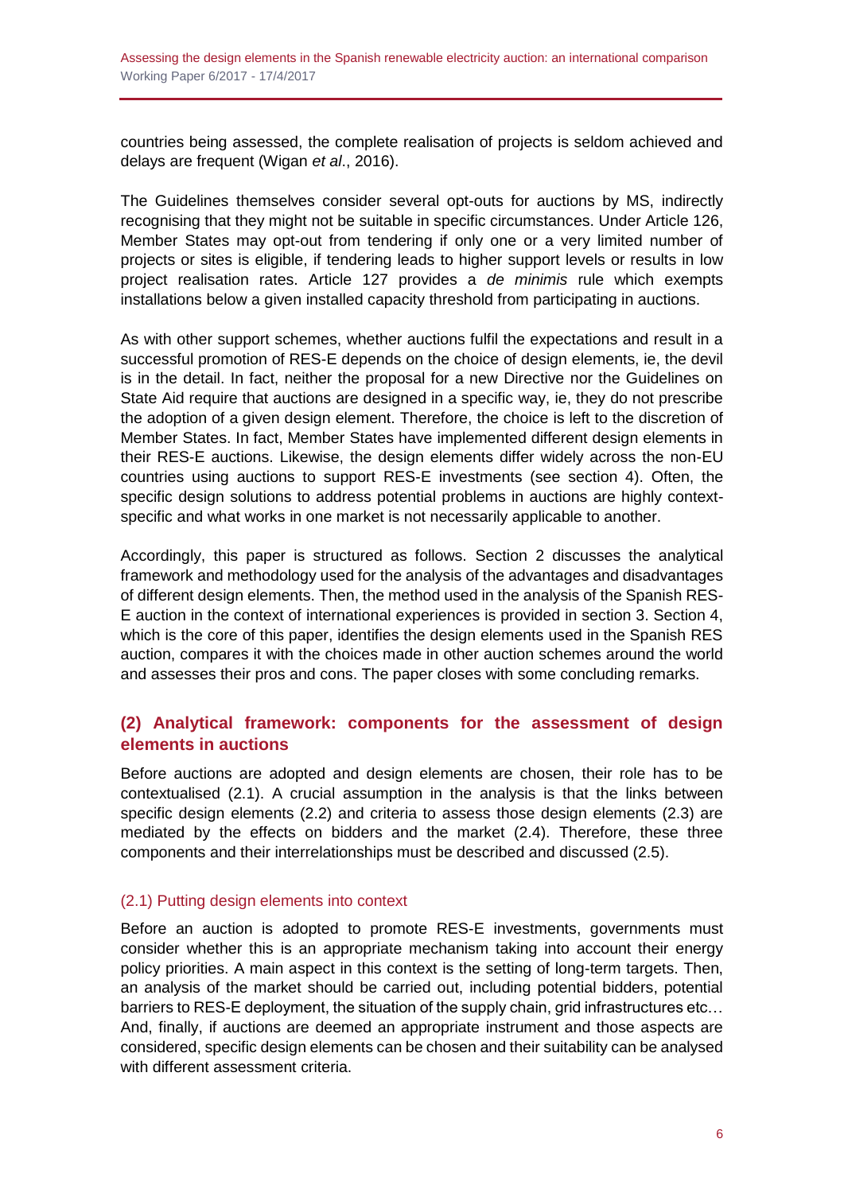countries being assessed, the complete realisation of projects is seldom achieved and delays are frequent (Wigan *et al*., 2016).

The Guidelines themselves consider several opt-outs for auctions by MS, indirectly recognising that they might not be suitable in specific circumstances. Under Article 126, Member States may opt-out from tendering if only one or a very limited number of projects or sites is eligible, if tendering leads to higher support levels or results in low project realisation rates. Article 127 provides a *de minimis* rule which exempts installations below a given installed capacity threshold from participating in auctions.

As with other support schemes, whether auctions fulfil the expectations and result in a successful promotion of RES-E depends on the choice of design elements, ie, the devil is in the detail. In fact, neither the proposal for a new Directive nor the Guidelines on State Aid require that auctions are designed in a specific way, ie, they do not prescribe the adoption of a given design element. Therefore, the choice is left to the discretion of Member States. In fact, Member States have implemented different design elements in their RES-E auctions. Likewise, the design elements differ widely across the non-EU countries using auctions to support RES-E investments (see section 4). Often, the specific design solutions to address potential problems in auctions are highly context-specific and what works in one market is not necessarily applicable to another.

Accordingly, this paper is structured as follows. Section 2 discusses the analytical framework and methodology used for the analysis of the advantages and disadvantages of different design elements. Then, the method used in the analysis of the Spanish RES-E auction in the context of international experiences is provided in section 3. Section 4, which is the core of this paper, identifies the design elements used in the Spanish RES auction, compares it with the choices made in other auction schemes around the world and assesses their pros and cons. The paper closes with some concluding remarks.

## (2) Analytical framework: components for the assessment of design elements in auctions

Before auctions are adopted and design elements are chosen, their role has to be contextualised (2.1). A crucial assumption in the analysis is that the links between specific design elements (2.2) and criteria to assess those design elements (2.3) are mediated by the effects on bidders and the market (2.4). Therefore, these three components and their interrelationships must be described and discussed (2.5).

### (2.1) Putting design elements into context

Before an auction is adopted to promote RES-E investments, governments must consider whether this is an appropriate mechanism taking into account their energy policy priorities. A main aspect in this context is the setting of long-term targets. Then, an analysis of the market should be carried out, including potential bidders, potential barriers to RES-E deployment, the situation of the supply chain, grid infrastructures etc… And, finally, if auctions are deemed an appropriate instrument and those aspects are considered, specific design elements can be chosen and their suitability can be analysed with different assessment criteria.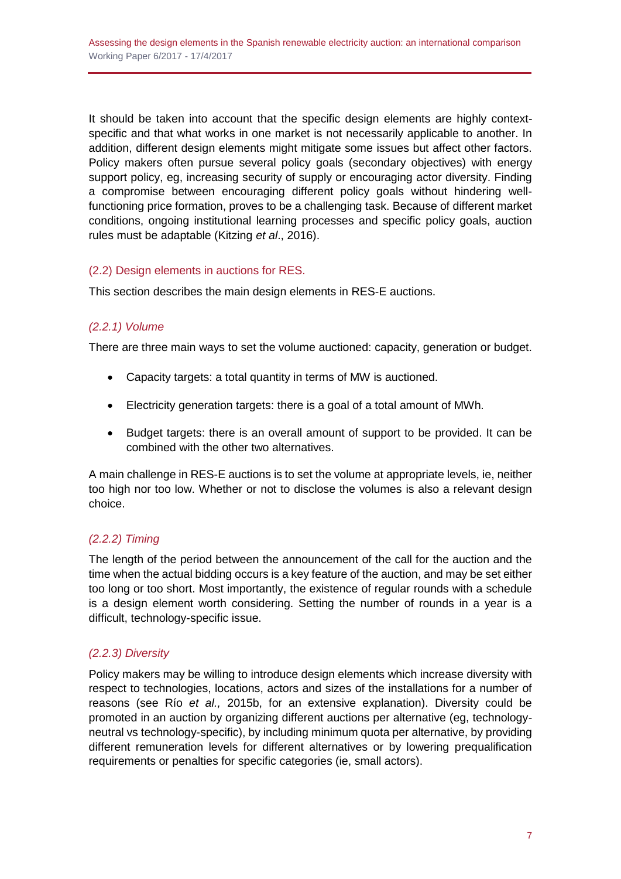It should be taken into account that the specific design elements are highly context-specific and that what works in one market is not necessarily applicable to another. In addition, different design elements might mitigate some issues but affect other factors. Policy makers often pursue several policy goals (secondary objectives) with energy support policy, eg, increasing security of supply or encouraging actor diversity. Finding a compromise between encouraging different policy goals without hindering well-functioning price formation, proves to be a challenging task. Because of different market conditions, ongoing institutional learning processes and specific policy goals, auction rules must be adaptable (Kitzing *et al*., 2016).

## (2.2) Design elements in auctions for RES.

This section describes the main design elements in RES-E auctions.

### *(2.2.1) Volume*

There are three main ways to set the volume auctioned: capacity, generation or budget.

- Capacity targets: a total quantity in terms of MW is auctioned.
- Electricity generation targets: there is a goal of a total amount of MWh.
- Budget targets: there is an overall amount of support to be provided. It can be combined with the other two alternatives.

A main challenge in RES-E auctions is to set the volume at appropriate levels, ie, neither too high nor too low. Whether or not to disclose the volumes is also a relevant design choice.

### *(2.2.2) Timing*

The length of the period between the announcement of the call for the auction and the time when the actual bidding occurs is a key feature of the auction, and may be set either too long or too short. Most importantly, the existence of regular rounds with a schedule is a design element worth considering. Setting the number of rounds in a year is a difficult, technology-specific issue.

### *(2.2.3) Diversity*

Policy makers may be willing to introduce design elements which increase diversity with respect to technologies, locations, actors and sizes of the installations for a number of reasons (see Río *et al.,* 2015b, for an extensive explanation). Diversity could be promoted in an auction by organizing different auctions per alternative (eg, technology-neutral vs technology-specific), by including minimum quota per alternative, by providing different remuneration levels for different alternatives or by lowering prequalification requirements or penalties for specific categories (ie, small actors).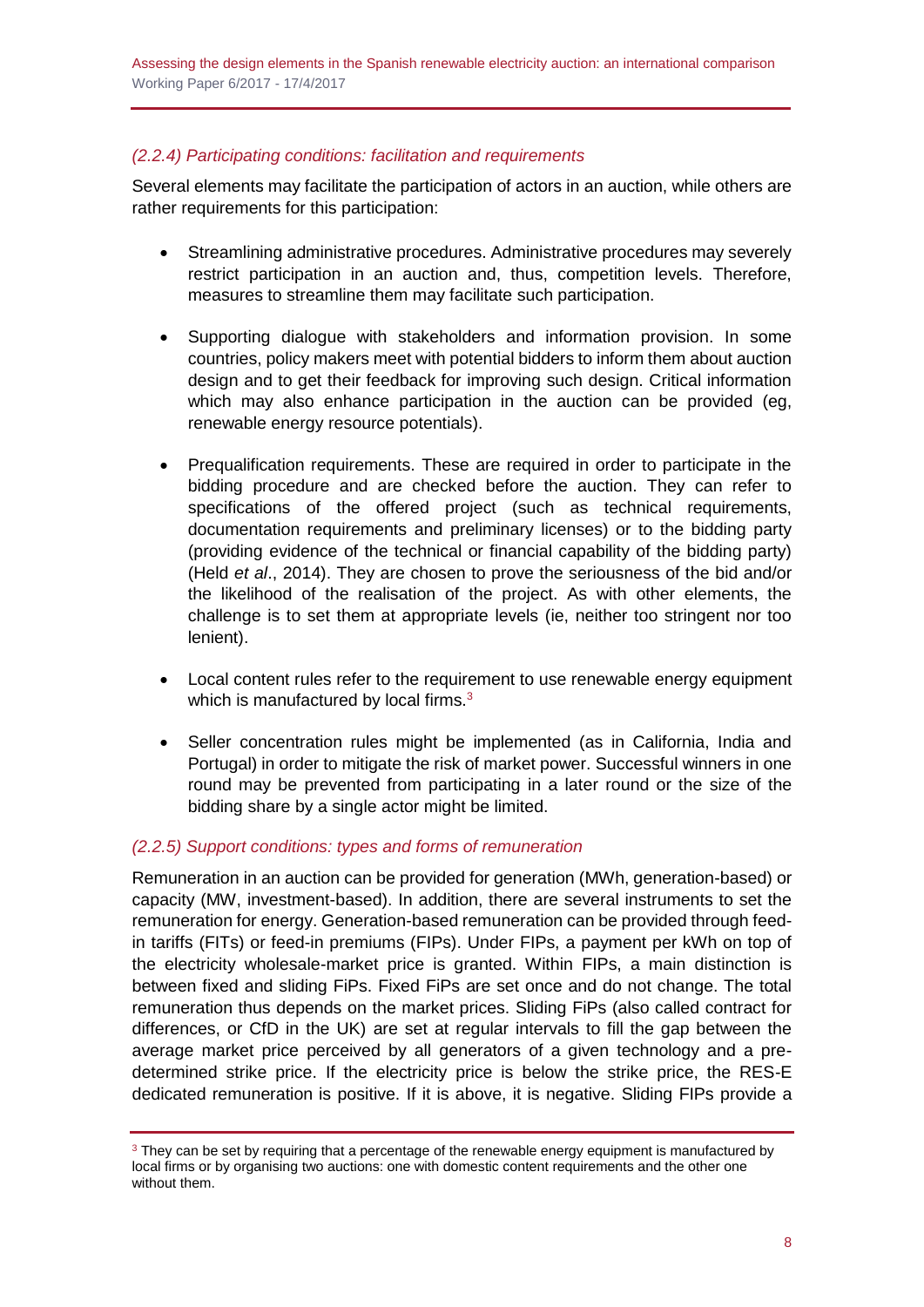### *(2.2.4) Participating conditions: facilitation and requirements*

Several elements may facilitate the participation of actors in an auction, while others are rather requirements for this participation:

- Streamlining administrative procedures. Administrative procedures may severely restrict participation in an auction and, thus, competition levels. Therefore, measures to streamline them may facilitate such participation.

- Supporting dialogue with stakeholders and information provision. In some countries, policy makers meet with potential bidders to inform them about auction design and to get their feedback for improving such design. Critical information which may also enhance participation in the auction can be provided (eg, renewable energy resource potentials).

- Prequalification requirements. These are required in order to participate in the bidding procedure and are checked before the auction. They can refer to specifications of the offered project (such as technical requirements, documentation requirements and preliminary licenses) or to the bidding party (providing evidence of the technical or financial capability of the bidding party) (Held *et al*., 2014). They are chosen to prove the seriousness of the bid and/or the likelihood of the realisation of the project. As with other elements, the challenge is to set them at appropriate levels (ie, neither too stringent nor too lenient).

- Local content rules refer to the requirement to use renewable energy equipment which is manufactured by local firms.[3]

- Seller concentration rules might be implemented (as in California, India and Portugal) in order to mitigate the risk of market power. Successful winners in one round may be prevented from participating in a later round or the size of the bidding share by a single actor might be limited.

### *(2.2.5) Support conditions: types and forms of remuneration*

Remuneration in an auction can be provided for generation (MWh, generation-based) or capacity (MW, investment-based). In addition, there are several instruments to set the remuneration for energy. Generation-based remuneration can be provided through feed-in tariffs (FITs) or feed-in premiums (FIPs). Under FIPs, a payment per kWh on top of the electricity wholesale-market price is granted. Within FIPs, a main distinction is between fixed and sliding FiPs. Fixed FiPs are set once and do not change. The total remuneration thus depends on the market prices. Sliding FiPs (also called contract for differences, or CfD in the UK) are set at regular intervals to fill the gap between the average market price perceived by all generators of a given technology and a pre-determined strike price. If the electricity price is below the strike price, the RES-E dedicated remuneration is positive. If it is above, it is negative. Sliding FIPs provide a

---

[3] They can be set by requiring that a percentage of the renewable energy equipment is manufactured by local firms or by organising two auctions: one with domestic content requirements and the other one without them.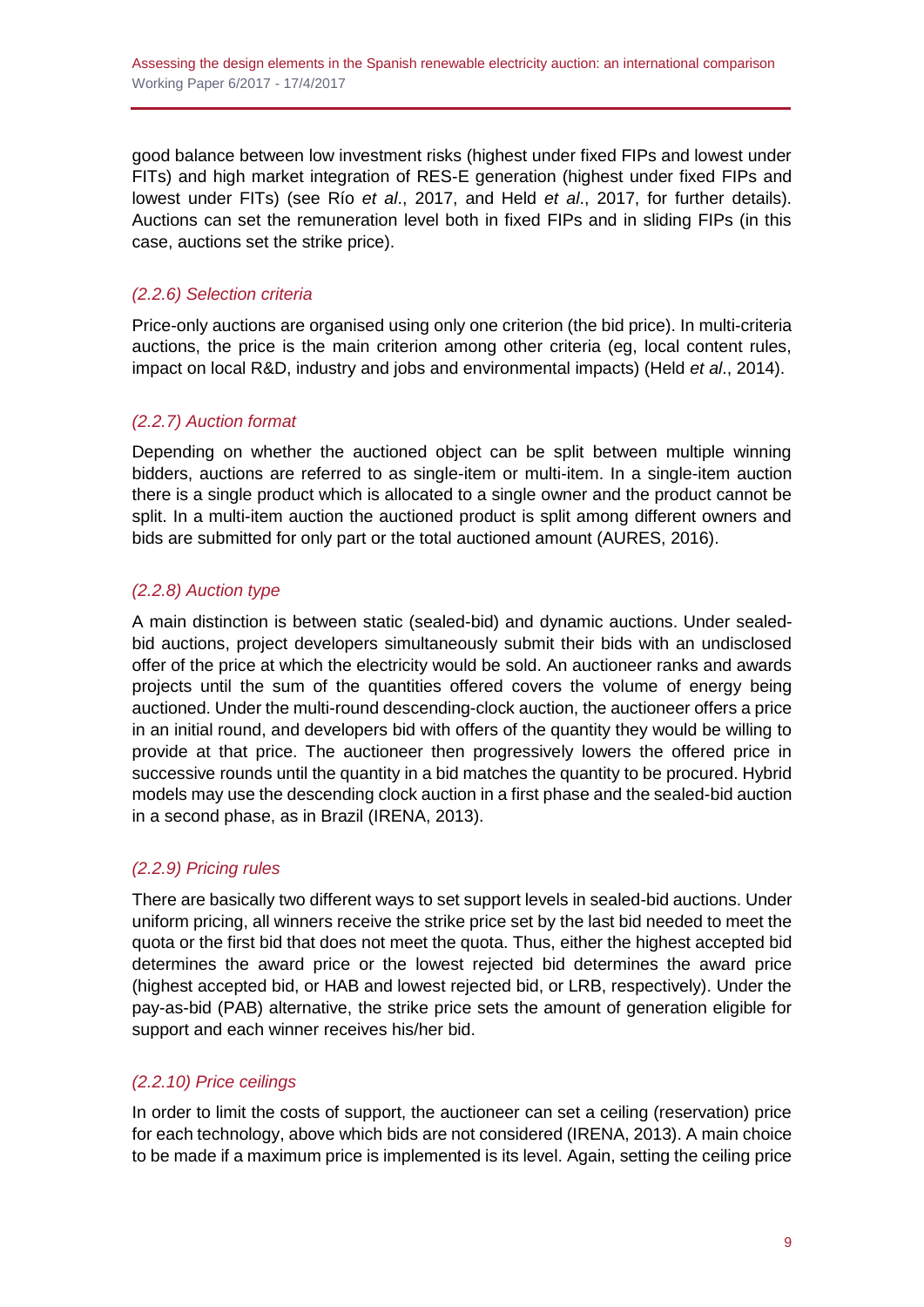good balance between low investment risks (highest under fixed FIPs and lowest under FITs) and high market integration of RES-E generation (highest under fixed FIPs and lowest under FITs) (see Río *et al*., 2017, and Held *et al*., 2017, for further details). Auctions can set the remuneration level both in fixed FIPs and in sliding FIPs (in this case, auctions set the strike price).

### *(2.2.6) Selection criteria*

Price-only auctions are organised using only one criterion (the bid price). In multi-criteria auctions, the price is the main criterion among other criteria (eg, local content rules, impact on local R&D, industry and jobs and environmental impacts) (Held *et al*., 2014).

### *(2.2.7) Auction format*

Depending on whether the auctioned object can be split between multiple winning bidders, auctions are referred to as single-item or multi-item. In a single-item auction there is a single product which is allocated to a single owner and the product cannot be split. In a multi-item auction the auctioned product is split among different owners and bids are submitted for only part or the total auctioned amount (AURES, 2016).

### *(2.2.8) Auction type*

A main distinction is between static (sealed-bid) and dynamic auctions. Under sealed-bid auctions, project developers simultaneously submit their bids with an undisclosed offer of the price at which the electricity would be sold. An auctioneer ranks and awards projects until the sum of the quantities offered covers the volume of energy being auctioned. Under the multi-round descending-clock auction, the auctioneer offers a price in an initial round, and developers bid with offers of the quantity they would be willing to provide at that price. The auctioneer then progressively lowers the offered price in successive rounds until the quantity in a bid matches the quantity to be procured. Hybrid models may use the descending clock auction in a first phase and the sealed-bid auction in a second phase, as in Brazil (IRENA, 2013).

### *(2.2.9) Pricing rules*

There are basically two different ways to set support levels in sealed-bid auctions. Under uniform pricing, all winners receive the strike price set by the last bid needed to meet the quota or the first bid that does not meet the quota. Thus, either the highest accepted bid determines the award price or the lowest rejected bid determines the award price (highest accepted bid, or HAB and lowest rejected bid, or LRB, respectively). Under the pay-as-bid (PAB) alternative, the strike price sets the amount of generation eligible for support and each winner receives his/her bid.

### *(2.2.10) Price ceilings*

In order to limit the costs of support, the auctioneer can set a ceiling (reservation) price for each technology, above which bids are not considered (IRENA, 2013). A main choice to be made if a maximum price is implemented is its level. Again, setting the ceiling price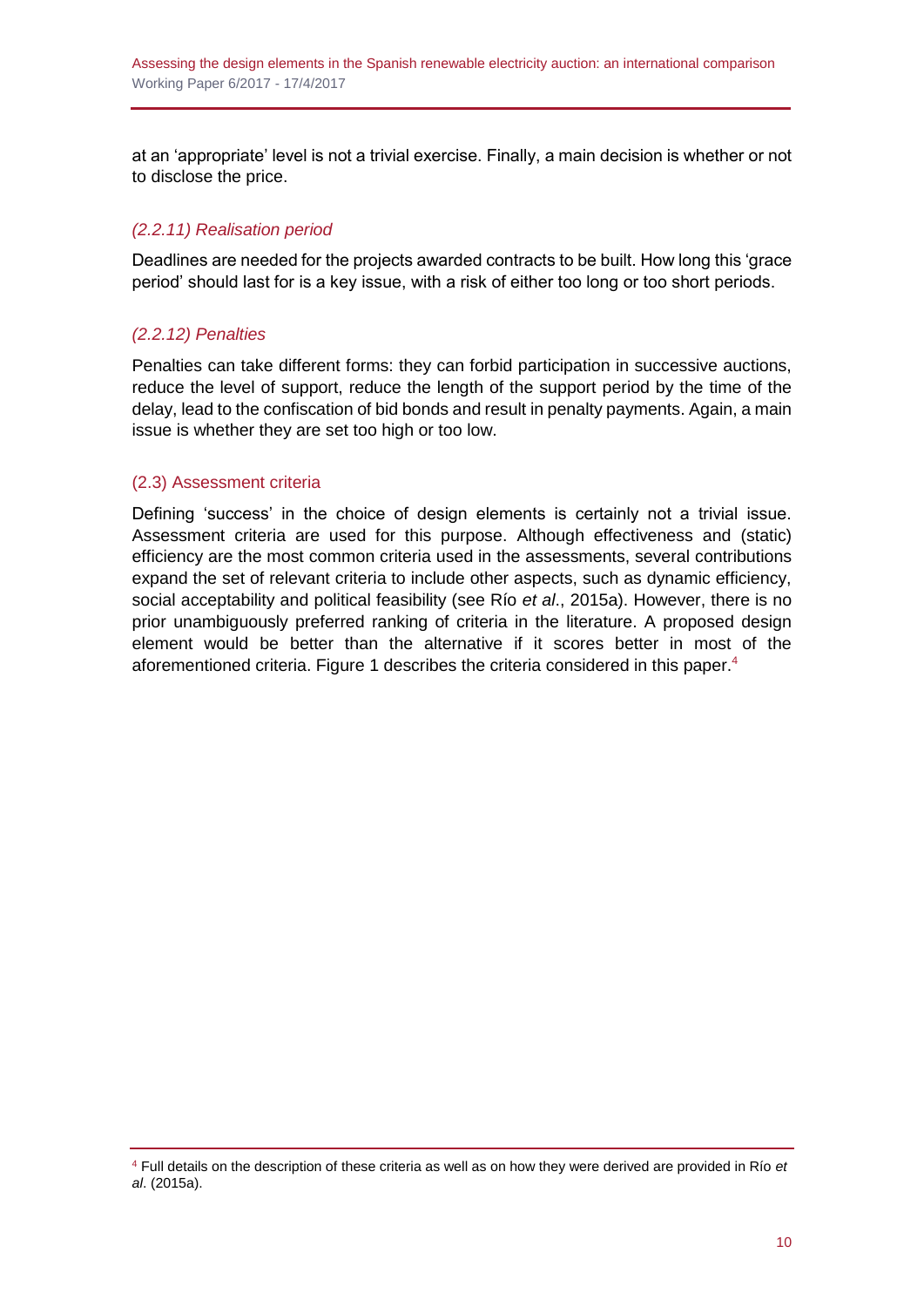at an 'appropriate' level is not a trivial exercise. Finally, a main decision is whether or not to disclose the price.

#### *(2.2.11) Realisation period*

Deadlines are needed for the projects awarded contracts to be built. How long this 'grace period' should last for is a key issue, with a risk of either too long or too short periods.

#### *(2.2.12) Penalties*

Penalties can take different forms: they can forbid participation in successive auctions, reduce the level of support, reduce the length of the support period by the time of the delay, lead to the confiscation of bid bonds and result in penalty payments. Again, a main issue is whether they are set too high or too low.

### (2.3) Assessment criteria

Defining 'success' in the choice of design elements is certainly not a trivial issue. Assessment criteria are used for this purpose. Although effectiveness and (static) efficiency are the most common criteria used in the assessments, several contributions expand the set of relevant criteria to include other aspects, such as dynamic efficiency, social acceptability and political feasibility (see Río *et al*., 2015a). However, there is no prior unambiguously preferred ranking of criteria in the literature. A proposed design element would be better than the alternative if it scores better in most of the aforementioned criteria. Figure 1 describes the criteria considered in this paper.[4]

[4] Full details on the description of these criteria as well as on how they were derived are provided in Río *et al*. (2015a).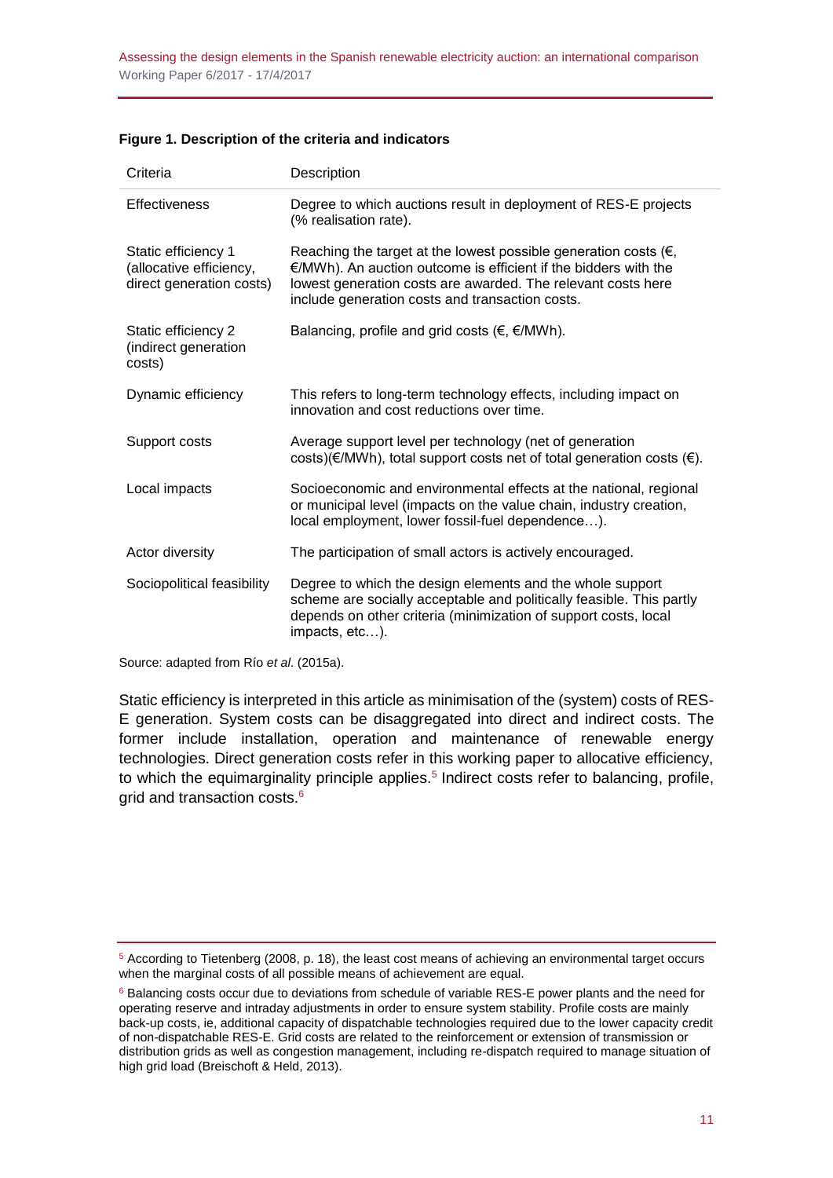**Figure 1. Description of the criteria and indicators**

| Criteria | Description |
|---|---|
| Effectiveness | Degree to which auctions result in deployment of RES-E projects (% realisation rate). |
| Static efficiency 1 (allocative efficiency, direct generation costs) | Reaching the target at the lowest possible generation costs (€, €/MWh). An auction outcome is efficient if the bidders with the lowest generation costs are awarded. The relevant costs here include generation costs and transaction costs. |
| Static efficiency 2 (indirect generation costs) | Balancing, profile and grid costs (€, €/MWh). |
| Dynamic efficiency | This refers to long-term technology effects, including impact on innovation and cost reductions over time. |
| Support costs | Average support level per technology (net of generation costs)(€/MWh), total support costs net of total generation costs (€). |
| Local impacts | Socioeconomic and environmental effects at the national, regional or municipal level (impacts on the value chain, industry creation, local employment, lower fossil-fuel dependence…). |
| Actor diversity | The participation of small actors is actively encouraged. |
| Sociopolitical feasibility | Degree to which the design elements and the whole support scheme are socially acceptable and politically feasible. This partly depends on other criteria (minimization of support costs, local impacts, etc…). |

Source: adapted from Río *et al.* (2015a).

Static efficiency is interpreted in this article as minimisation of the (system) costs of RES-E generation. System costs can be disaggregated into direct and indirect costs. The former include installation, operation and maintenance of renewable energy technologies. Direct generation costs refer in this working paper to allocative efficiency, to which the equimarginality principle applies.[5] Indirect costs refer to balancing, profile, grid and transaction costs.[6]

---

[5] According to Tietenberg (2008, p. 18), the least cost means of achieving an environmental target occurs when the marginal costs of all possible means of achievement are equal.

[6] Balancing costs occur due to deviations from schedule of variable RES-E power plants and the need for operating reserve and intraday adjustments in order to ensure system stability. Profile costs are mainly back-up costs, ie, additional capacity of dispatchable technologies required due to the lower capacity credit of non-dispatchable RES-E. Grid costs are related to the reinforcement or extension of transmission or distribution grids as well as congestion management, including re-dispatch required to manage situation of high grid load (Breischoft & Held, 2013).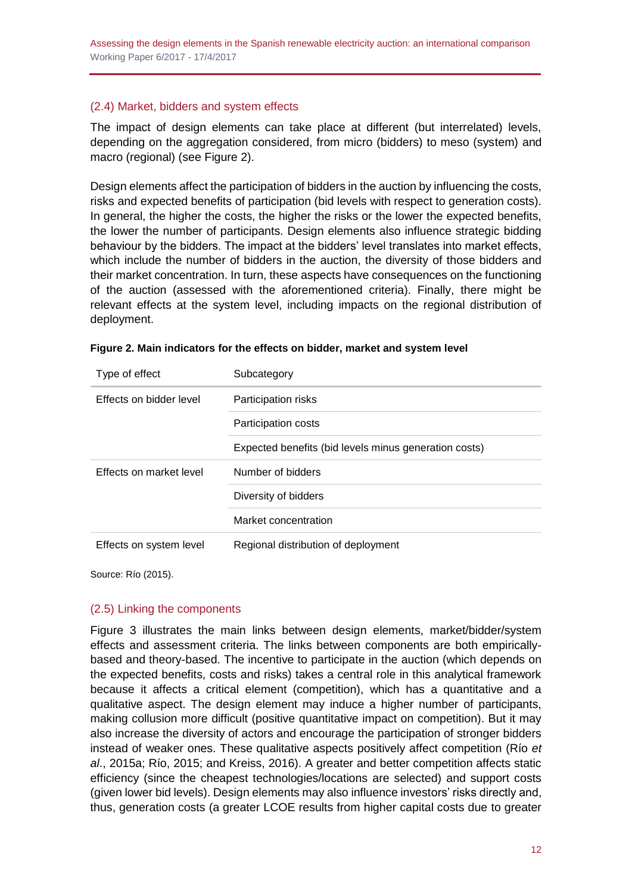### (2.4) Market, bidders and system effects

The impact of design elements can take place at different (but interrelated) levels, depending on the aggregation considered, from micro (bidders) to meso (system) and macro (regional) (see Figure 2).

Design elements affect the participation of bidders in the auction by influencing the costs, risks and expected benefits of participation (bid levels with respect to generation costs). In general, the higher the costs, the higher the risks or the lower the expected benefits, the lower the number of participants. Design elements also influence strategic bidding behaviour by the bidders. The impact at the bidders' level translates into market effects, which include the number of bidders in the auction, the diversity of those bidders and their market concentration. In turn, these aspects have consequences on the functioning of the auction (assessed with the aforementioned criteria). Finally, there might be relevant effects at the system level, including impacts on the regional distribution of deployment.

**Figure 2. Main indicators for the effects on bidder, market and system level**

| Type of effect | Subcategory |
|---|---|
| Effects on bidder level | Participation risks |
| | Participation costs |
| | Expected benefits (bid levels minus generation costs) |
| Effects on market level | Number of bidders |
| | Diversity of bidders |
| | Market concentration |
| Effects on system level | Regional distribution of deployment |

Source: Río (2015).

### (2.5) Linking the components

Figure 3 illustrates the main links between design elements, market/bidder/system effects and assessment criteria. The links between components are both empirically-based and theory-based. The incentive to participate in the auction (which depends on the expected benefits, costs and risks) takes a central role in this analytical framework because it affects a critical element (competition), which has a quantitative and a qualitative aspect. The design element may induce a higher number of participants, making collusion more difficult (positive quantitative impact on competition). But it may also increase the diversity of actors and encourage the participation of stronger bidders instead of weaker ones. These qualitative aspects positively affect competition (Río *et al*., 2015a; Río, 2015; and Kreiss, 2016). A greater and better competition affects static efficiency (since the cheapest technologies/locations are selected) and support costs (given lower bid levels). Design elements may also influence investors' risks directly and, thus, generation costs (a greater LCOE results from higher capital costs due to greater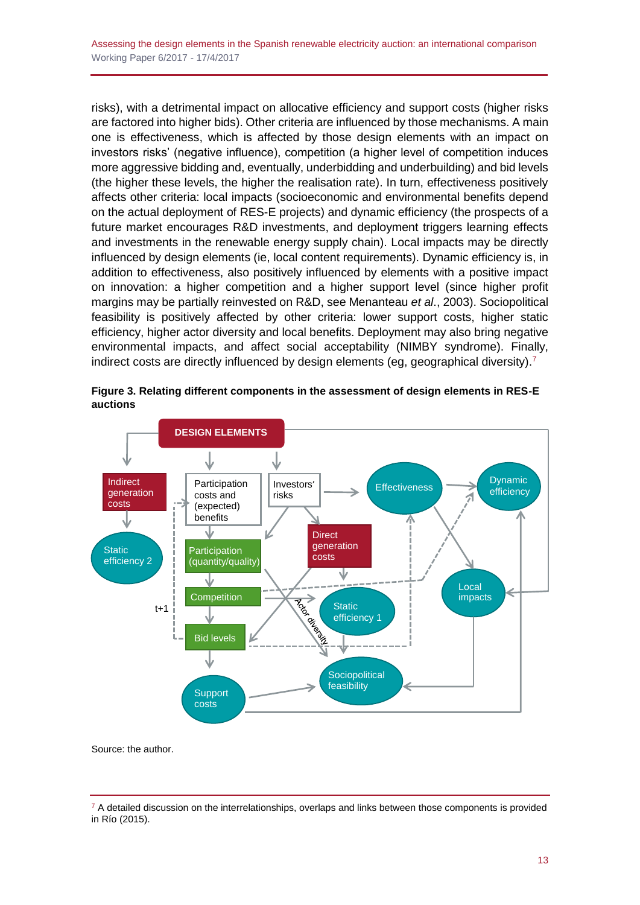risks), with a detrimental impact on allocative efficiency and support costs (higher risks are factored into higher bids). Other criteria are influenced by those mechanisms. A main one is effectiveness, which is affected by those design elements with an impact on investors risks' (negative influence), competition (a higher level of competition induces more aggressive bidding and, eventually, underbidding and underbuilding) and bid levels (the higher these levels, the higher the realisation rate). In turn, effectiveness positively affects other criteria: local impacts (socioeconomic and environmental benefits depend on the actual deployment of RES-E projects) and dynamic efficiency (the prospects of a future market encourages R&D investments, and deployment triggers learning effects and investments in the renewable energy supply chain). Local impacts may be directly influenced by design elements (ie, local content requirements). Dynamic efficiency is, in addition to effectiveness, also positively influenced by elements with a positive impact on innovation: a higher competition and a higher support level (since higher profit margins may be partially reinvested on R&D, see Menanteau *et al*., 2003). Sociopolitical feasibility is positively affected by other criteria: lower support costs, higher static efficiency, higher actor diversity and local benefits. Deployment may also bring negative environmental impacts, and affect social acceptability (NIMBY syndrome). Finally, indirect costs are directly influenced by design elements (eg, geographical diversity).[7]

**Figure 3. Relating different components in the assessment of design elements in RES-E auctions**

Source: the author.

[7] A detailed discussion on the interrelationships, overlaps and links between those components is provided in Río (2015).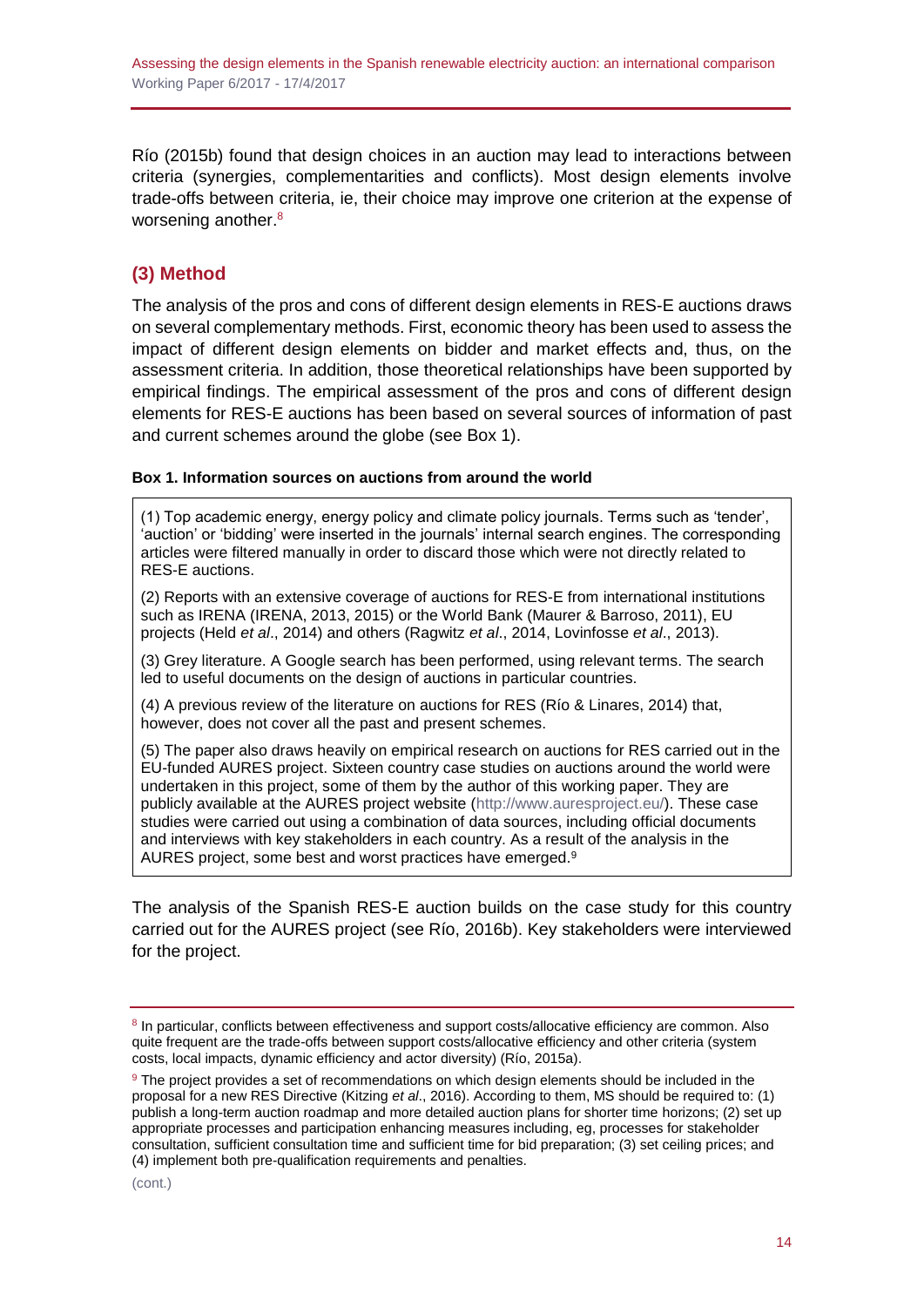Río (2015b) found that design choices in an auction may lead to interactions between criteria (synergies, complementarities and conflicts). Most design elements involve trade-offs between criteria, ie, their choice may improve one criterion at the expense of worsening another.[8]

## (3) Method

The analysis of the pros and cons of different design elements in RES-E auctions draws on several complementary methods. First, economic theory has been used to assess the impact of different design elements on bidder and market effects and, thus, on the assessment criteria. In addition, those theoretical relationships have been supported by empirical findings. The empirical assessment of the pros and cons of different design elements for RES-E auctions has been based on several sources of information of past and current schemes around the globe (see Box 1).

**Box 1. Information sources on auctions from around the world**

(1) Top academic energy, energy policy and climate policy journals. Terms such as 'tender', 'auction' or 'bidding' were inserted in the journals' internal search engines. The corresponding articles were filtered manually in order to discard those which were not directly related to RES-E auctions.

(2) Reports with an extensive coverage of auctions for RES-E from international institutions such as IRENA (IRENA, 2013, 2015) or the World Bank (Maurer & Barroso, 2011), EU projects (Held *et al*., 2014) and others (Ragwitz *et al*., 2014, Lovinfosse *et al*., 2013).

(3) Grey literature. A Google search has been performed, using relevant terms. The search led to useful documents on the design of auctions in particular countries.

(4) A previous review of the literature on auctions for RES (Río & Linares, 2014) that, however, does not cover all the past and present schemes.

(5) The paper also draws heavily on empirical research on auctions for RES carried out in the EU-funded AURES project. Sixteen country case studies on auctions around the world were undertaken in this project, some of them by the author of this working paper. They are publicly available at the AURES project website (http://www.auresproject.eu/). These case studies were carried out using a combination of data sources, including official documents and interviews with key stakeholders in each country. As a result of the analysis in the AURES project, some best and worst practices have emerged.[9]

The analysis of the Spanish RES-E auction builds on the case study for this country carried out for the AURES project (see Río, 2016b). Key stakeholders were interviewed for the project.

---

[8] In particular, conflicts between effectiveness and support costs/allocative efficiency are common. Also quite frequent are the trade-offs between support costs/allocative efficiency and other criteria (system costs, local impacts, dynamic efficiency and actor diversity) (Río, 2015a).

[9] The project provides a set of recommendations on which design elements should be included in the proposal for a new RES Directive (Kitzing *et al*., 2016). According to them, MS should be required to: (1) publish a long-term auction roadmap and more detailed auction plans for shorter time horizons; (2) set up appropriate processes and participation enhancing measures including, eg, processes for stakeholder consultation, sufficient consultation time and sufficient time for bid preparation; (3) set ceiling prices; and (4) implement both pre-qualification requirements and penalties.

(cont.)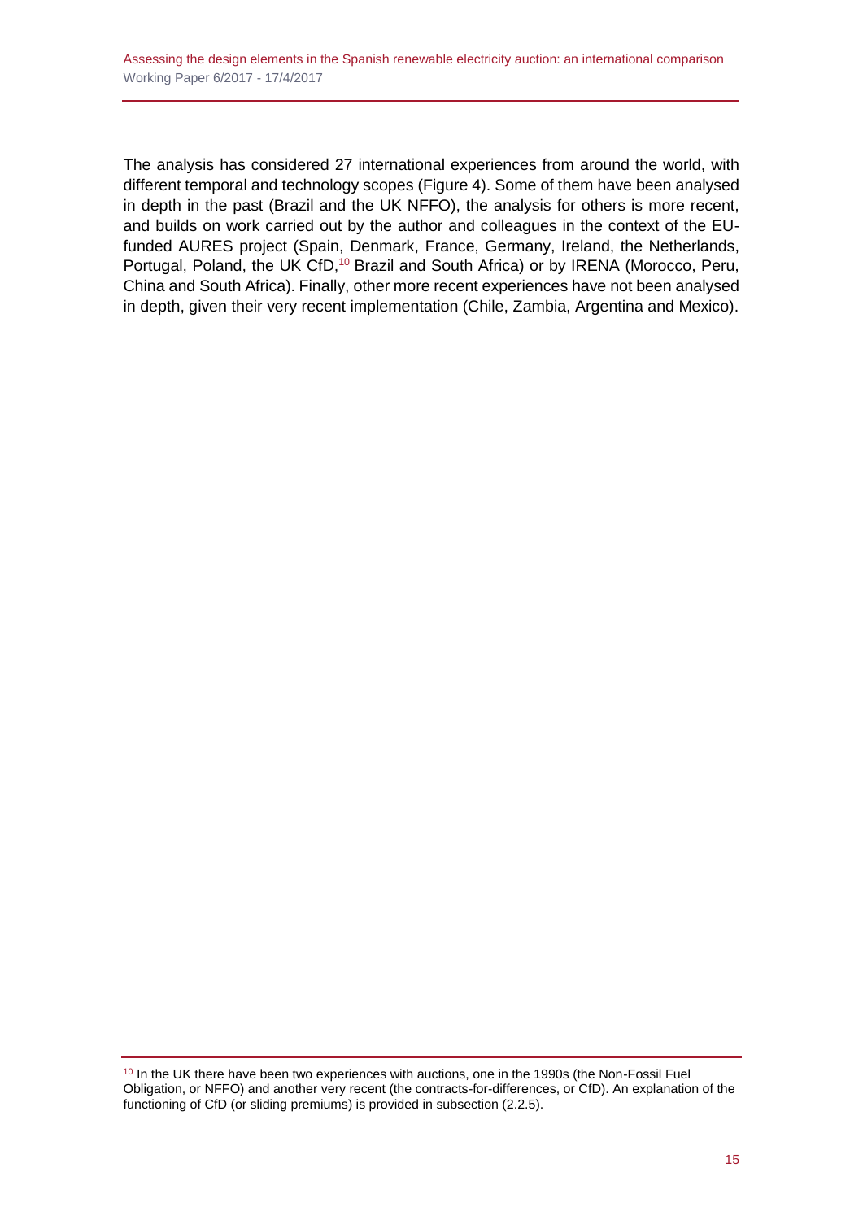The analysis has considered 27 international experiences from around the world, with different temporal and technology scopes (Figure 4). Some of them have been analysed in depth in the past (Brazil and the UK NFFO), the analysis for others is more recent, and builds on work carried out by the author and colleagues in the context of the EU-funded AURES project (Spain, Denmark, France, Germany, Ireland, the Netherlands, Portugal, Poland, the UK CfD,[10] Brazil and South Africa) or by IRENA (Morocco, Peru, China and South Africa). Finally, other more recent experiences have not been analysed in depth, given their very recent implementation (Chile, Zambia, Argentina and Mexico).

[10] In the UK there have been two experiences with auctions, one in the 1990s (the Non-Fossil Fuel Obligation, or NFFO) and another very recent (the contracts-for-differences, or CfD). An explanation of the functioning of CfD (or sliding premiums) is provided in subsection (2.2.5).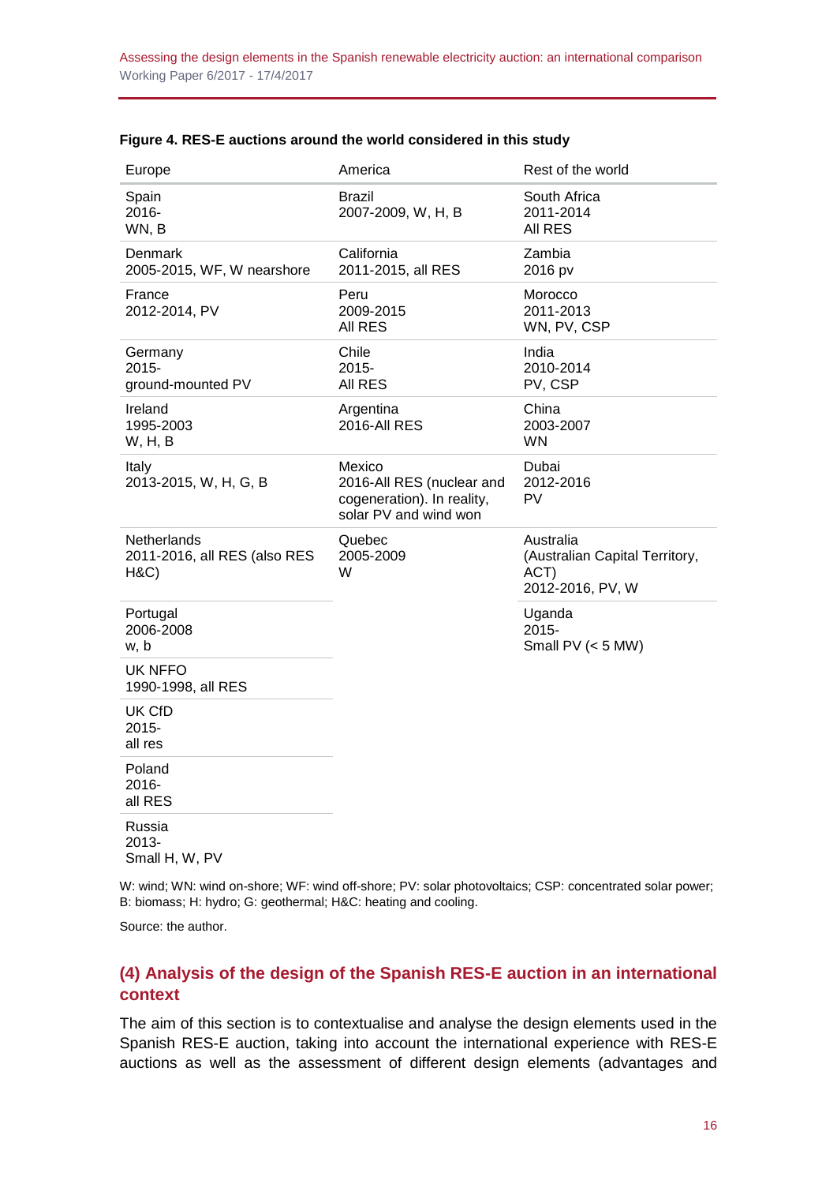**Figure 4. RES-E auctions around the world considered in this study**

| Europe | America | Rest of the world |
|---|---|---|
| Spain 2016- WN, B | Brazil 2007-2009, W, H, B | South Africa 2011-2014 All RES |
| Denmark 2005-2015, WF, W nearshore | California 2011-2015, all RES | Zambia 2016 pv |
| France 2012-2014, PV | Peru 2009-2015 All RES | Morocco 2011-2013 WN, PV, CSP |
| Germany 2015- ground-mounted PV | Chile 2015- All RES | India 2010-2014 PV, CSP |
| Ireland 1995-2003 W, H, B | Argentina 2016-All RES | China 2003-2007 WN |
| Italy 2013-2015, W, H, G, B | Mexico 2016-All RES (nuclear and cogeneration). In reality, solar PV and wind won | Dubai 2012-2016 PV |
| Netherlands 2011-2016, all RES (also RES H&C) | Quebec 2005-2009 W | Australia (Australian Capital Territory, ACT) 2012-2016, PV, W |
| Portugal 2006-2008 w, b | | Uganda 2015- Small PV (< 5 MW) |
| UK NFFO 1990-1998, all RES | | |
| UK CfD 2015- all res | | |
| Poland 2016- all RES | | |
| Russia 2013- Small H, W, PV | | |

W: wind; WN: wind on-shore; WF: wind off-shore; PV: solar photovoltaics; CSP: concentrated solar power; B: biomass; H: hydro; G: geothermal; H&C: heating and cooling.

Source: the author.

## (4) Analysis of the design of the Spanish RES-E auction in an international context

The aim of this section is to contextualise and analyse the design elements used in the Spanish RES-E auction, taking into account the international experience with RES-E auctions as well as the assessment of different design elements (advantages and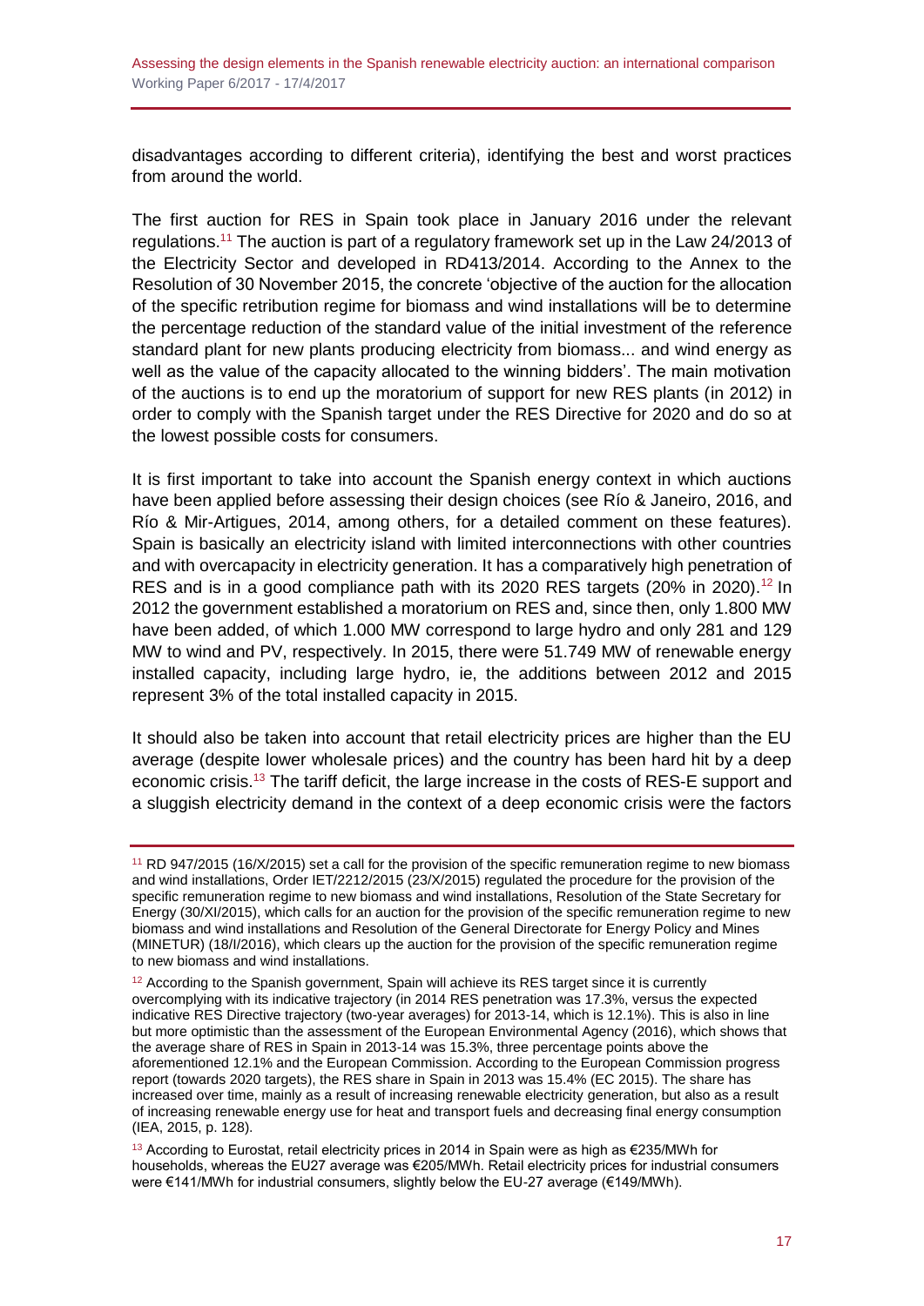disadvantages according to different criteria), identifying the best and worst practices from around the world.

The first auction for RES in Spain took place in January 2016 under the relevant regulations.[11] The auction is part of a regulatory framework set up in the Law 24/2013 of the Electricity Sector and developed in RD413/2014. According to the Annex to the Resolution of 30 November 2015, the concrete 'objective of the auction for the allocation of the specific retribution regime for biomass and wind installations will be to determine the percentage reduction of the standard value of the initial investment of the reference standard plant for new plants producing electricity from biomass... and wind energy as well as the value of the capacity allocated to the winning bidders'. The main motivation of the auctions is to end up the moratorium of support for new RES plants (in 2012) in order to comply with the Spanish target under the RES Directive for 2020 and do so at the lowest possible costs for consumers.

It is first important to take into account the Spanish energy context in which auctions have been applied before assessing their design choices (see Río & Janeiro, 2016, and Río & Mir-Artigues, 2014, among others, for a detailed comment on these features). Spain is basically an electricity island with limited interconnections with other countries and with overcapacity in electricity generation. It has a comparatively high penetration of RES and is in a good compliance path with its 2020 RES targets (20% in 2020).[12] In 2012 the government established a moratorium on RES and, since then, only 1.800 MW have been added, of which 1.000 MW correspond to large hydro and only 281 and 129 MW to wind and PV, respectively. In 2015, there were 51.749 MW of renewable energy installed capacity, including large hydro, ie, the additions between 2012 and 2015 represent 3% of the total installed capacity in 2015.

It should also be taken into account that retail electricity prices are higher than the EU average (despite lower wholesale prices) and the country has been hard hit by a deep economic crisis.[13] The tariff deficit, the large increase in the costs of RES-E support and a sluggish electricity demand in the context of a deep economic crisis were the factors

[11] RD 947/2015 (16/X/2015) set a call for the provision of the specific remuneration regime to new biomass and wind installations, Order IET/2212/2015 (23/X/2015) regulated the procedure for the provision of the specific remuneration regime to new biomass and wind installations, Resolution of the State Secretary for Energy (30/XI/2015), which calls for an auction for the provision of the specific remuneration regime to new biomass and wind installations and Resolution of the General Directorate for Energy Policy and Mines (MINETUR) (18/I/2016), which clears up the auction for the provision of the specific remuneration regime to new biomass and wind installations.

[12] According to the Spanish government, Spain will achieve its RES target since it is currently overcomplying with its indicative trajectory (in 2014 RES penetration was 17.3%, versus the expected indicative RES Directive trajectory (two-year averages) for 2013-14, which is 12.1%). This is also in line but more optimistic than the assessment of the European Environmental Agency (2016), which shows that the average share of RES in Spain in 2013-14 was 15.3%, three percentage points above the aforementioned 12.1% and the European Commission. According to the European Commission progress report (towards 2020 targets), the RES share in Spain in 2013 was 15.4% (EC 2015). The share has increased over time, mainly as a result of increasing renewable electricity generation, but also as a result of increasing renewable energy use for heat and transport fuels and decreasing final energy consumption (IEA, 2015, p. 128).

[13] According to Eurostat, retail electricity prices in 2014 in Spain were as high as €235/MWh for households, whereas the EU27 average was €205/MWh. Retail electricity prices for industrial consumers were €141/MWh for industrial consumers, slightly below the EU-27 average (€149/MWh).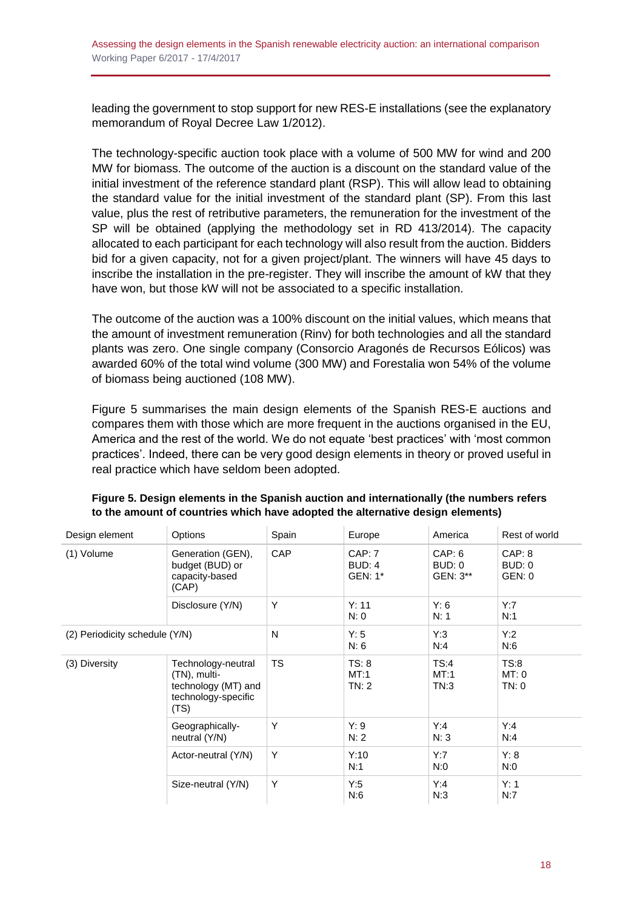leading the government to stop support for new RES-E installations (see the explanatory memorandum of Royal Decree Law 1/2012).

The technology-specific auction took place with a volume of 500 MW for wind and 200 MW for biomass. The outcome of the auction is a discount on the standard value of the initial investment of the reference standard plant (RSP). This will allow lead to obtaining the standard value for the initial investment of the standard plant (SP). From this last value, plus the rest of retributive parameters, the remuneration for the investment of the SP will be obtained (applying the methodology set in RD 413/2014). The capacity allocated to each participant for each technology will also result from the auction. Bidders bid for a given capacity, not for a given project/plant. The winners will have 45 days to inscribe the installation in the pre-register. They will inscribe the amount of kW that they have won, but those kW will not be associated to a specific installation.

The outcome of the auction was a 100% discount on the initial values, which means that the amount of investment remuneration (Rinv) for both technologies and all the standard plants was zero. One single company (Consorcio Aragonés de Recursos Eólicos) was awarded 60% of the total wind volume (300 MW) and Forestalia won 54% of the volume of biomass being auctioned (108 MW).

Figure 5 summarises the main design elements of the Spanish RES-E auctions and compares them with those which are more frequent in the auctions organised in the EU, America and the rest of the world. We do not equate 'best practices' with 'most common practices'. Indeed, there can be very good design elements in theory or proved useful in real practice which have seldom been adopted.

**Figure 5. Design elements in the Spanish auction and internationally (the numbers refers to the amount of countries which have adopted the alternative design elements)**

| Design element | Options | Spain | Europe | America | Rest of world |
|---|---|---|---|---|---|
| (1) Volume | Generation (GEN), budget (BUD) or capacity-based (CAP) | CAP | CAP: 7<br>BUD: 4<br>GEN: 1* | CAP: 6<br>BUD: 0<br>GEN: 3** | CAP: 8<br>BUD: 0<br>GEN: 0 |
| | Disclosure (Y/N) | Y | Y: 11<br>N: 0 | Y: 6<br>N: 1 | Y:7<br>N:1 |
| (2) Periodicity schedule (Y/N) | | N | Y: 5<br>N: 6 | Y:3<br>N:4 | Y:2<br>N:6 |
| (3) Diversity | Technology-neutral (TN), multi-technology (MT) and technology-specific (TS) | TS | TS: 8<br>MT:1<br>TN: 2 | TS:4<br>MT:1<br>TN:3 | TS:8<br>MT: 0<br>TN: 0 |
| | Geographically-neutral (Y/N) | Y | Y: 9<br>N: 2 | Y:4<br>N: 3 | Y:4<br>N:4 |
| | Actor-neutral (Y/N) | Y | Y:10<br>N:1 | Y:7<br>N:0 | Y: 8<br>N:0 |
| | Size-neutral (Y/N) | Y | Y:5<br>N:6 | Y:4<br>N:3 | Y: 1<br>N:7 |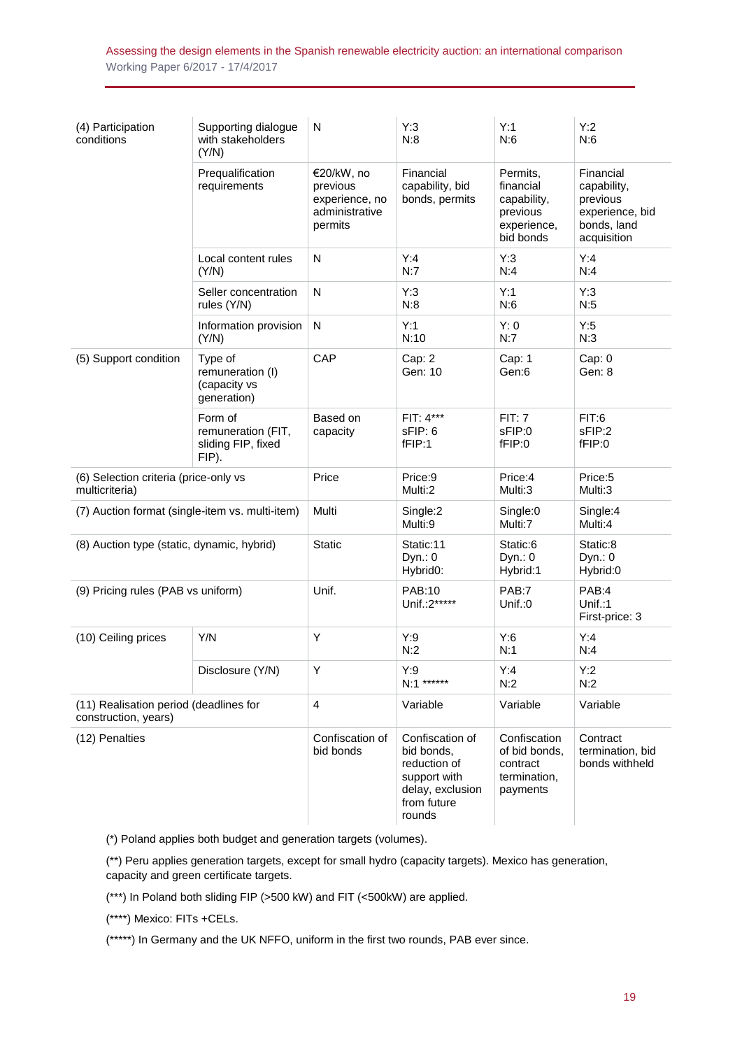| (4) Participation conditions | Supporting dialogue with stakeholders (Y/N) | N | Y:3<br>N:8 | Y:1<br>N:6 | Y:2<br>N:6 |
|---|---|---|---|---|---|
| | Prequalification requirements | €20/kW, no previous experience, no administrative permits | Financial capability, bid bonds, permits | Permits, financial capability, previous experience, bid bonds | Financial capability, previous experience, bid bonds, land acquisition |
| | Local content rules (Y/N) | N | Y:4<br>N:7 | Y:3<br>N:4 | Y:4<br>N:4 |
| | Seller concentration rules (Y/N) | N | Y:3<br>N:8 | Y:1<br>N:6 | Y:3<br>N:5 |
| | Information provision (Y/N) | N | Y:1<br>N:10 | Y: 0<br>N:7 | Y:5<br>N:3 |
| (5) Support condition | Type of remuneration (I) (capacity vs generation) | CAP | Cap: 2<br>Gen: 10 | Cap: 1<br>Gen:6 | Cap: 0<br>Gen: 8 |
| | Form of remuneration (FIT, sliding FIP, fixed FIP). | Based on capacity | FIT: 4***<br>sFIP: 6<br>fFIP:1 | FIT: 7<br>sFIP:0<br>fFIP:0 | FIT:6<br>sFIP:2<br>fFIP:0 |
| (6) Selection criteria (price-only vs multicriteria) | | Price | Price:9<br>Multi:2 | Price:4<br>Multi:3 | Price:5<br>Multi:3 |
| (7) Auction format (single-item vs. multi-item) | | Multi | Single:2<br>Multi:9 | Single:0<br>Multi:7 | Single:4<br>Multi:4 |
| (8) Auction type (static, dynamic, hybrid) | | Static | Static:11<br>Dyn.: 0<br>Hybrid0: | Static:6<br>Dyn.: 0<br>Hybrid:1 | Static:8<br>Dyn.: 0<br>Hybrid:0 |
| (9) Pricing rules (PAB vs uniform) | | Unif. | PAB:10<br>Unif.:2***** | PAB:7<br>Unif.:0 | PAB:4<br>Unif.:1<br>First-price: 3 |
| (10) Ceiling prices | Y/N | Y | Y:9<br>N:2 | Y:6<br>N:1 | Y:4<br>N:4 |
| | Disclosure (Y/N) | Y | Y:9<br>N:1 ****** | Y:4<br>N:2 | Y:2<br>N:2 |
| (11) Realisation period (deadlines for construction, years) | | 4 | Variable | Variable | Variable |
| (12) Penalties | | Confiscation of bid bonds | Confiscation of bid bonds, reduction of support with delay, exclusion from future rounds | Confiscation of bid bonds, contract termination, payments | Contract termination, bid bonds withheld |

(*) Poland applies both budget and generation targets (volumes).

(**) Peru applies generation targets, except for small hydro (capacity targets). Mexico has generation, capacity and green certificate targets.

(***) In Poland both sliding FIP (>500 kW) and FIT (<500kW) are applied.

(****) Mexico: FITs +CELs.

(*****) In Germany and the UK NFFO, uniform in the first two rounds, PAB ever since.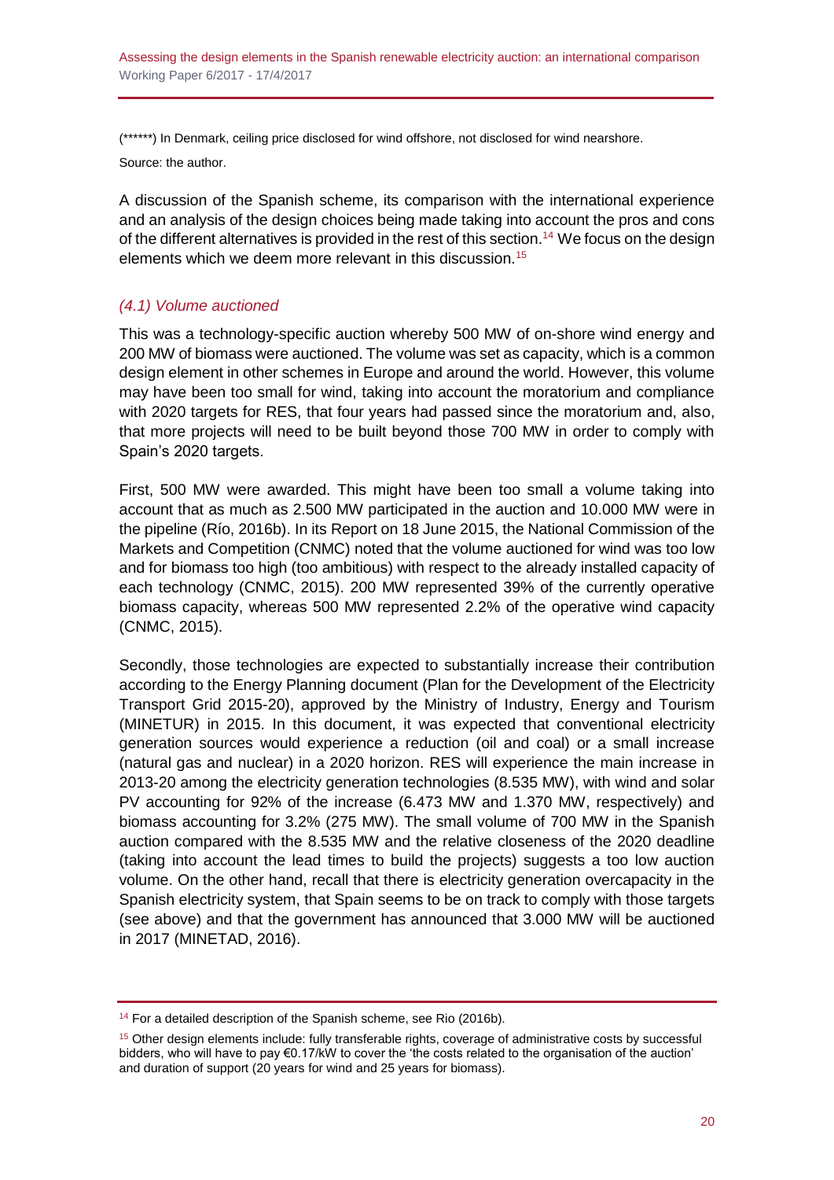(******) In Denmark, ceiling price disclosed for wind offshore, not disclosed for wind nearshore.

Source: the author.

A discussion of the Spanish scheme, its comparison with the international experience and an analysis of the design choices being made taking into account the pros and cons of the different alternatives is provided in the rest of this section.[14] We focus on the design elements which we deem more relevant in this discussion.[15]

### *(4.1) Volume auctioned*

This was a technology-specific auction whereby 500 MW of on-shore wind energy and 200 MW of biomass were auctioned. The volume was set as capacity, which is a common design element in other schemes in Europe and around the world. However, this volume may have been too small for wind, taking into account the moratorium and compliance with 2020 targets for RES, that four years had passed since the moratorium and, also, that more projects will need to be built beyond those 700 MW in order to comply with Spain's 2020 targets.

First, 500 MW were awarded. This might have been too small a volume taking into account that as much as 2.500 MW participated in the auction and 10.000 MW were in the pipeline (Río, 2016b). In its Report on 18 June 2015, the National Commission of the Markets and Competition (CNMC) noted that the volume auctioned for wind was too low and for biomass too high (too ambitious) with respect to the already installed capacity of each technology (CNMC, 2015). 200 MW represented 39% of the currently operative biomass capacity, whereas 500 MW represented 2.2% of the operative wind capacity (CNMC, 2015).

Secondly, those technologies are expected to substantially increase their contribution according to the Energy Planning document (Plan for the Development of the Electricity Transport Grid 2015-20), approved by the Ministry of Industry, Energy and Tourism (MINETUR) in 2015. In this document, it was expected that conventional electricity generation sources would experience a reduction (oil and coal) or a small increase (natural gas and nuclear) in a 2020 horizon. RES will experience the main increase in 2013-20 among the electricity generation technologies (8.535 MW), with wind and solar PV accounting for 92% of the increase (6.473 MW and 1.370 MW, respectively) and biomass accounting for 3.2% (275 MW). The small volume of 700 MW in the Spanish auction compared with the 8.535 MW and the relative closeness of the 2020 deadline (taking into account the lead times to build the projects) suggests a too low auction volume. On the other hand, recall that there is electricity generation overcapacity in the Spanish electricity system, that Spain seems to be on track to comply with those targets (see above) and that the government has announced that 3.000 MW will be auctioned in 2017 (MINETAD, 2016).

---

[14] For a detailed description of the Spanish scheme, see Rio (2016b).

[15] Other design elements include: fully transferable rights, coverage of administrative costs by successful bidders, who will have to pay €0.17/kW to cover the 'the costs related to the organisation of the auction' and duration of support (20 years for wind and 25 years for biomass).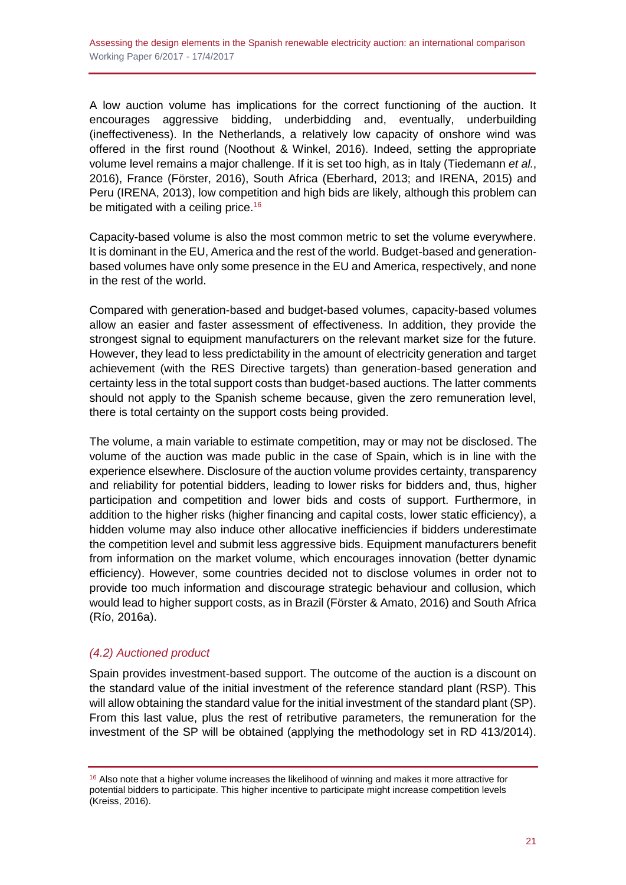A low auction volume has implications for the correct functioning of the auction. It encourages aggressive bidding, underbidding and, eventually, underbuilding (ineffectiveness). In the Netherlands, a relatively low capacity of onshore wind was offered in the first round (Noothout & Winkel, 2016). Indeed, setting the appropriate volume level remains a major challenge. If it is set too high, as in Italy (Tiedemann *et al.*, 2016), France (Förster, 2016), South Africa (Eberhard, 2013; and IRENA, 2015) and Peru (IRENA, 2013), low competition and high bids are likely, although this problem can be mitigated with a ceiling price.[16]

Capacity-based volume is also the most common metric to set the volume everywhere. It is dominant in the EU, America and the rest of the world. Budget-based and generation-based volumes have only some presence in the EU and America, respectively, and none in the rest of the world.

Compared with generation-based and budget-based volumes, capacity-based volumes allow an easier and faster assessment of effectiveness. In addition, they provide the strongest signal to equipment manufacturers on the relevant market size for the future. However, they lead to less predictability in the amount of electricity generation and target achievement (with the RES Directive targets) than generation-based generation and certainty less in the total support costs than budget-based auctions. The latter comments should not apply to the Spanish scheme because, given the zero remuneration level, there is total certainty on the support costs being provided.

The volume, a main variable to estimate competition, may or may not be disclosed. The volume of the auction was made public in the case of Spain, which is in line with the experience elsewhere. Disclosure of the auction volume provides certainty, transparency and reliability for potential bidders, leading to lower risks for bidders and, thus, higher participation and competition and lower bids and costs of support. Furthermore, in addition to the higher risks (higher financing and capital costs, lower static efficiency), a hidden volume may also induce other allocative inefficiencies if bidders underestimate the competition level and submit less aggressive bids. Equipment manufacturers benefit from information on the market volume, which encourages innovation (better dynamic efficiency). However, some countries decided not to disclose volumes in order not to provide too much information and discourage strategic behaviour and collusion, which would lead to higher support costs, as in Brazil (Förster & Amato, 2016) and South Africa (Río, 2016a).

### *(4.2) Auctioned product*

Spain provides investment-based support. The outcome of the auction is a discount on the standard value of the initial investment of the reference standard plant (RSP). This will allow obtaining the standard value for the initial investment of the standard plant (SP). From this last value, plus the rest of retributive parameters, the remuneration for the investment of the SP will be obtained (applying the methodology set in RD 413/2014).

[16] Also note that a higher volume increases the likelihood of winning and makes it more attractive for potential bidders to participate. This higher incentive to participate might increase competition levels (Kreiss, 2016).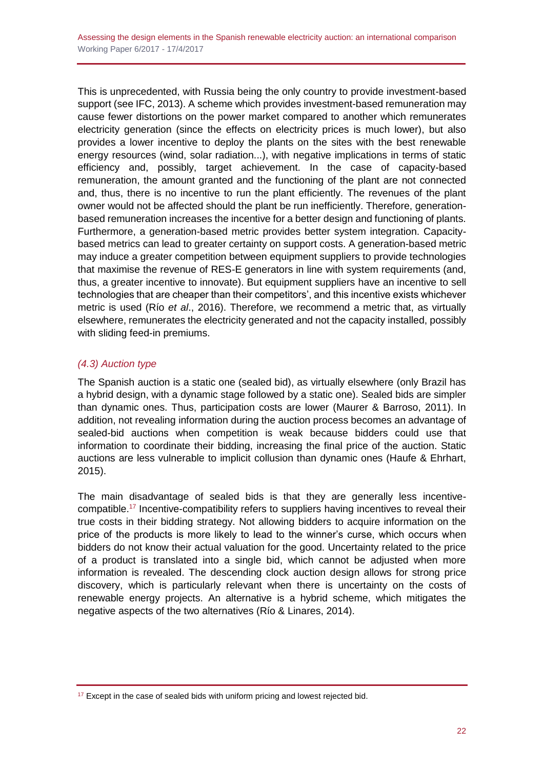This is unprecedented, with Russia being the only country to provide investment-based support (see IFC, 2013). A scheme which provides investment-based remuneration may cause fewer distortions on the power market compared to another which remunerates electricity generation (since the effects on electricity prices is much lower), but also provides a lower incentive to deploy the plants on the sites with the best renewable energy resources (wind, solar radiation...), with negative implications in terms of static efficiency and, possibly, target achievement. In the case of capacity-based remuneration, the amount granted and the functioning of the plant are not connected and, thus, there is no incentive to run the plant efficiently. The revenues of the plant owner would not be affected should the plant be run inefficiently. Therefore, generation-based remuneration increases the incentive for a better design and functioning of plants. Furthermore, a generation-based metric provides better system integration. Capacity-based metrics can lead to greater certainty on support costs. A generation-based metric may induce a greater competition between equipment suppliers to provide technologies that maximise the revenue of RES-E generators in line with system requirements (and, thus, a greater incentive to innovate). But equipment suppliers have an incentive to sell technologies that are cheaper than their competitors', and this incentive exists whichever metric is used (Río *et al*., 2016). Therefore, we recommend a metric that, as virtually elsewhere, remunerates the electricity generated and not the capacity installed, possibly with sliding feed-in premiums.

### *(4.3) Auction type*

The Spanish auction is a static one (sealed bid), as virtually elsewhere (only Brazil has a hybrid design, with a dynamic stage followed by a static one). Sealed bids are simpler than dynamic ones. Thus, participation costs are lower (Maurer & Barroso, 2011). In addition, not revealing information during the auction process becomes an advantage of sealed-bid auctions when competition is weak because bidders could use that information to coordinate their bidding, increasing the final price of the auction. Static auctions are less vulnerable to implicit collusion than dynamic ones (Haufe & Ehrhart, 2015).

The main disadvantage of sealed bids is that they are generally less incentive-compatible.[17] Incentive-compatibility refers to suppliers having incentives to reveal their true costs in their bidding strategy. Not allowing bidders to acquire information on the price of the products is more likely to lead to the winner's curse, which occurs when bidders do not know their actual valuation for the good. Uncertainty related to the price of a product is translated into a single bid, which cannot be adjusted when more information is revealed. The descending clock auction design allows for strong price discovery, which is particularly relevant when there is uncertainty on the costs of renewable energy projects. An alternative is a hybrid scheme, which mitigates the negative aspects of the two alternatives (Río & Linares, 2014).

[17] Except in the case of sealed bids with uniform pricing and lowest rejected bid.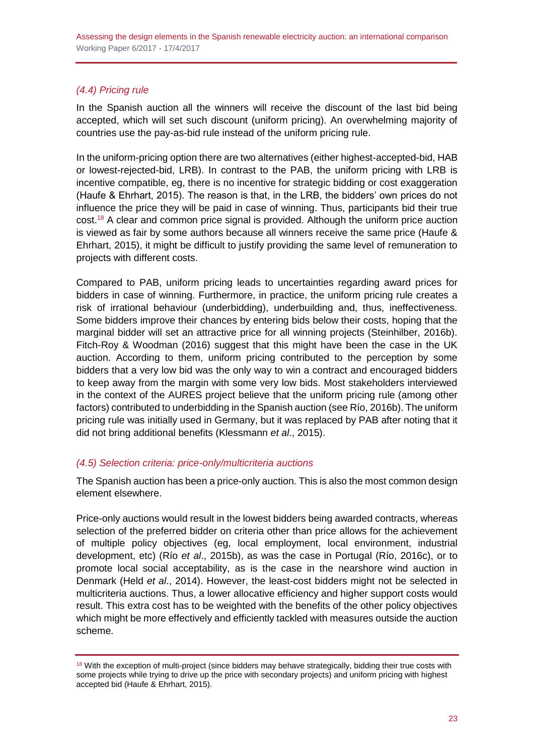### *(4.4) Pricing rule*

In the Spanish auction all the winners will receive the discount of the last bid being accepted, which will set such discount (uniform pricing). An overwhelming majority of countries use the pay-as-bid rule instead of the uniform pricing rule.

In the uniform-pricing option there are two alternatives (either highest-accepted-bid, HAB or lowest-rejected-bid, LRB). In contrast to the PAB, the uniform pricing with LRB is incentive compatible, eg, there is no incentive for strategic bidding or cost exaggeration (Haufe & Ehrhart, 2015). The reason is that, in the LRB, the bidders' own prices do not influence the price they will be paid in case of winning. Thus, participants bid their true cost.[18] A clear and common price signal is provided. Although the uniform price auction is viewed as fair by some authors because all winners receive the same price (Haufe & Ehrhart, 2015), it might be difficult to justify providing the same level of remuneration to projects with different costs.

Compared to PAB, uniform pricing leads to uncertainties regarding award prices for bidders in case of winning. Furthermore, in practice, the uniform pricing rule creates a risk of irrational behaviour (underbidding), underbuilding and, thus, ineffectiveness. Some bidders improve their chances by entering bids below their costs, hoping that the marginal bidder will set an attractive price for all winning projects (Steinhilber, 2016b). Fitch-Roy & Woodman (2016) suggest that this might have been the case in the UK auction. According to them, uniform pricing contributed to the perception by some bidders that a very low bid was the only way to win a contract and encouraged bidders to keep away from the margin with some very low bids. Most stakeholders interviewed in the context of the AURES project believe that the uniform pricing rule (among other factors) contributed to underbidding in the Spanish auction (see Río, 2016b). The uniform pricing rule was initially used in Germany, but it was replaced by PAB after noting that it did not bring additional benefits (Klessmann *et al*., 2015).

### *(4.5) Selection criteria: price-only/multicriteria auctions*

The Spanish auction has been a price-only auction. This is also the most common design element elsewhere.

Price-only auctions would result in the lowest bidders being awarded contracts, whereas selection of the preferred bidder on criteria other than price allows for the achievement of multiple policy objectives (eg, local employment, local environment, industrial development, etc) (Río *et al*., 2015b), as was the case in Portugal (Río, 2016c), or to promote local social acceptability, as is the case in the nearshore wind auction in Denmark (Held *et al*., 2014). However, the least-cost bidders might not be selected in multicriteria auctions. Thus, a lower allocative efficiency and higher support costs would result. This extra cost has to be weighted with the benefits of the other policy objectives which might be more effectively and efficiently tackled with measures outside the auction scheme.

---

[18] With the exception of multi-project (since bidders may behave strategically, bidding their true costs with some projects while trying to drive up the price with secondary projects) and uniform pricing with highest accepted bid (Haufe & Ehrhart, 2015).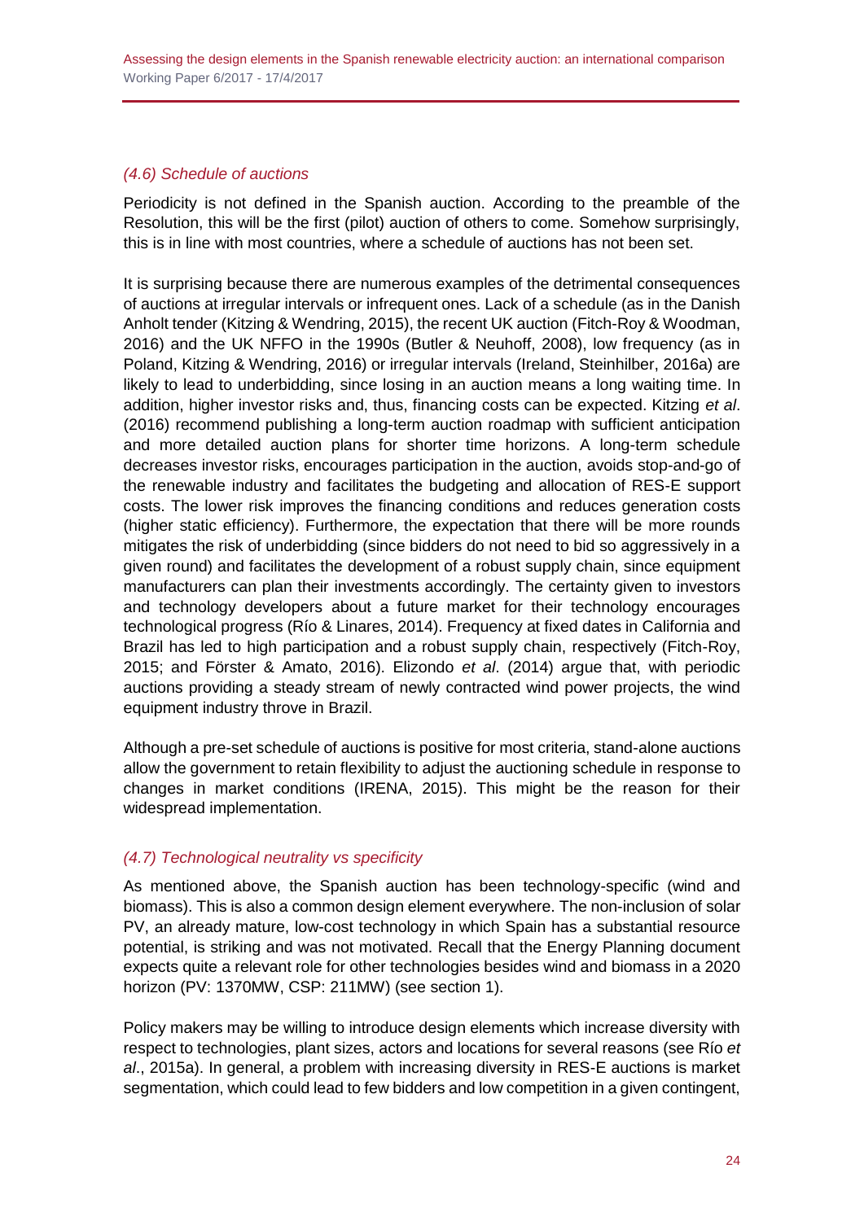### *(4.6) Schedule of auctions*

Periodicity is not defined in the Spanish auction. According to the preamble of the Resolution, this will be the first (pilot) auction of others to come. Somehow surprisingly, this is in line with most countries, where a schedule of auctions has not been set.

It is surprising because there are numerous examples of the detrimental consequences of auctions at irregular intervals or infrequent ones. Lack of a schedule (as in the Danish Anholt tender (Kitzing & Wendring, 2015), the recent UK auction (Fitch-Roy & Woodman, 2016) and the UK NFFO in the 1990s (Butler & Neuhoff, 2008), low frequency (as in Poland, Kitzing & Wendring, 2016) or irregular intervals (Ireland, Steinhilber, 2016a) are likely to lead to underbidding, since losing in an auction means a long waiting time. In addition, higher investor risks and, thus, financing costs can be expected. Kitzing *et al*. (2016) recommend publishing a long-term auction roadmap with sufficient anticipation and more detailed auction plans for shorter time horizons. A long-term schedule decreases investor risks, encourages participation in the auction, avoids stop-and-go of the renewable industry and facilitates the budgeting and allocation of RES-E support costs. The lower risk improves the financing conditions and reduces generation costs (higher static efficiency). Furthermore, the expectation that there will be more rounds mitigates the risk of underbidding (since bidders do not need to bid so aggressively in a given round) and facilitates the development of a robust supply chain, since equipment manufacturers can plan their investments accordingly. The certainty given to investors and technology developers about a future market for their technology encourages technological progress (Río & Linares, 2014). Frequency at fixed dates in California and Brazil has led to high participation and a robust supply chain, respectively (Fitch-Roy, 2015; and Förster & Amato, 2016). Elizondo *et al*. (2014) argue that, with periodic auctions providing a steady stream of newly contracted wind power projects, the wind equipment industry throve in Brazil.

Although a pre-set schedule of auctions is positive for most criteria, stand-alone auctions allow the government to retain flexibility to adjust the auctioning schedule in response to changes in market conditions (IRENA, 2015). This might be the reason for their widespread implementation.

### *(4.7) Technological neutrality vs specificity*

As mentioned above, the Spanish auction has been technology-specific (wind and biomass). This is also a common design element everywhere. The non-inclusion of solar PV, an already mature, low-cost technology in which Spain has a substantial resource potential, is striking and was not motivated. Recall that the Energy Planning document expects quite a relevant role for other technologies besides wind and biomass in a 2020 horizon (PV: 1370MW, CSP: 211MW) (see section 1).

Policy makers may be willing to introduce design elements which increase diversity with respect to technologies, plant sizes, actors and locations for several reasons (see Río *et al*., 2015a). In general, a problem with increasing diversity in RES-E auctions is market segmentation, which could lead to few bidders and low competition in a given contingent,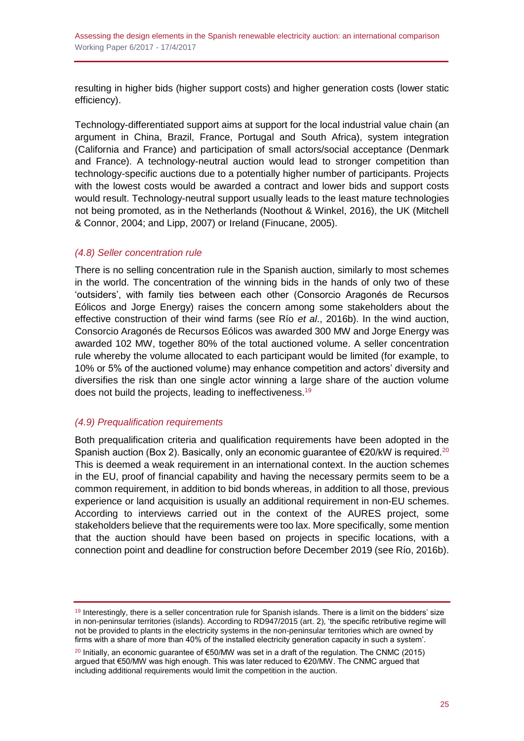resulting in higher bids (higher support costs) and higher generation costs (lower static efficiency).

Technology-differentiated support aims at support for the local industrial value chain (an argument in China, Brazil, France, Portugal and South Africa), system integration (California and France) and participation of small actors/social acceptance (Denmark and France). A technology-neutral auction would lead to stronger competition than technology-specific auctions due to a potentially higher number of participants. Projects with the lowest costs would be awarded a contract and lower bids and support costs would result. Technology-neutral support usually leads to the least mature technologies not being promoted, as in the Netherlands (Noothout & Winkel, 2016), the UK (Mitchell & Connor, 2004; and Lipp, 2007) or Ireland (Finucane, 2005).

### *(4.8) Seller concentration rule*

There is no selling concentration rule in the Spanish auction, similarly to most schemes in the world. The concentration of the winning bids in the hands of only two of these 'outsiders', with family ties between each other (Consorcio Aragonés de Recursos Eólicos and Jorge Energy) raises the concern among some stakeholders about the effective construction of their wind farms (see Río *et al*., 2016b). In the wind auction, Consorcio Aragonés de Recursos Eólicos was awarded 300 MW and Jorge Energy was awarded 102 MW, together 80% of the total auctioned volume. A seller concentration rule whereby the volume allocated to each participant would be limited (for example, to 10% or 5% of the auctioned volume) may enhance competition and actors' diversity and diversifies the risk than one single actor winning a large share of the auction volume does not build the projects, leading to ineffectiveness.[19]

### *(4.9) Prequalification requirements*

Both prequalification criteria and qualification requirements have been adopted in the Spanish auction (Box 2). Basically, only an economic guarantee of €20/kW is required.[20] This is deemed a weak requirement in an international context. In the auction schemes in the EU, proof of financial capability and having the necessary permits seem to be a common requirement, in addition to bid bonds whereas, in addition to all those, previous experience or land acquisition is usually an additional requirement in non-EU schemes. According to interviews carried out in the context of the AURES project, some stakeholders believe that the requirements were too lax. More specifically, some mention that the auction should have been based on projects in specific locations, with a connection point and deadline for construction before December 2019 (see Río, 2016b).

---

[19] Interestingly, there is a seller concentration rule for Spanish islands. There is a limit on the bidders' size in non-peninsular territories (islands). According to RD947/2015 (art. 2), 'the specific retributive regime will not be provided to plants in the electricity systems in the non-peninsular territories which are owned by firms with a share of more than 40% of the installed electricity generation capacity in such a system'.

[20] Initially, an economic guarantee of €50/MW was set in a draft of the regulation. The CNMC (2015) argued that €50/MW was high enough. This was later reduced to €20/MW. The CNMC argued that including additional requirements would limit the competition in the auction.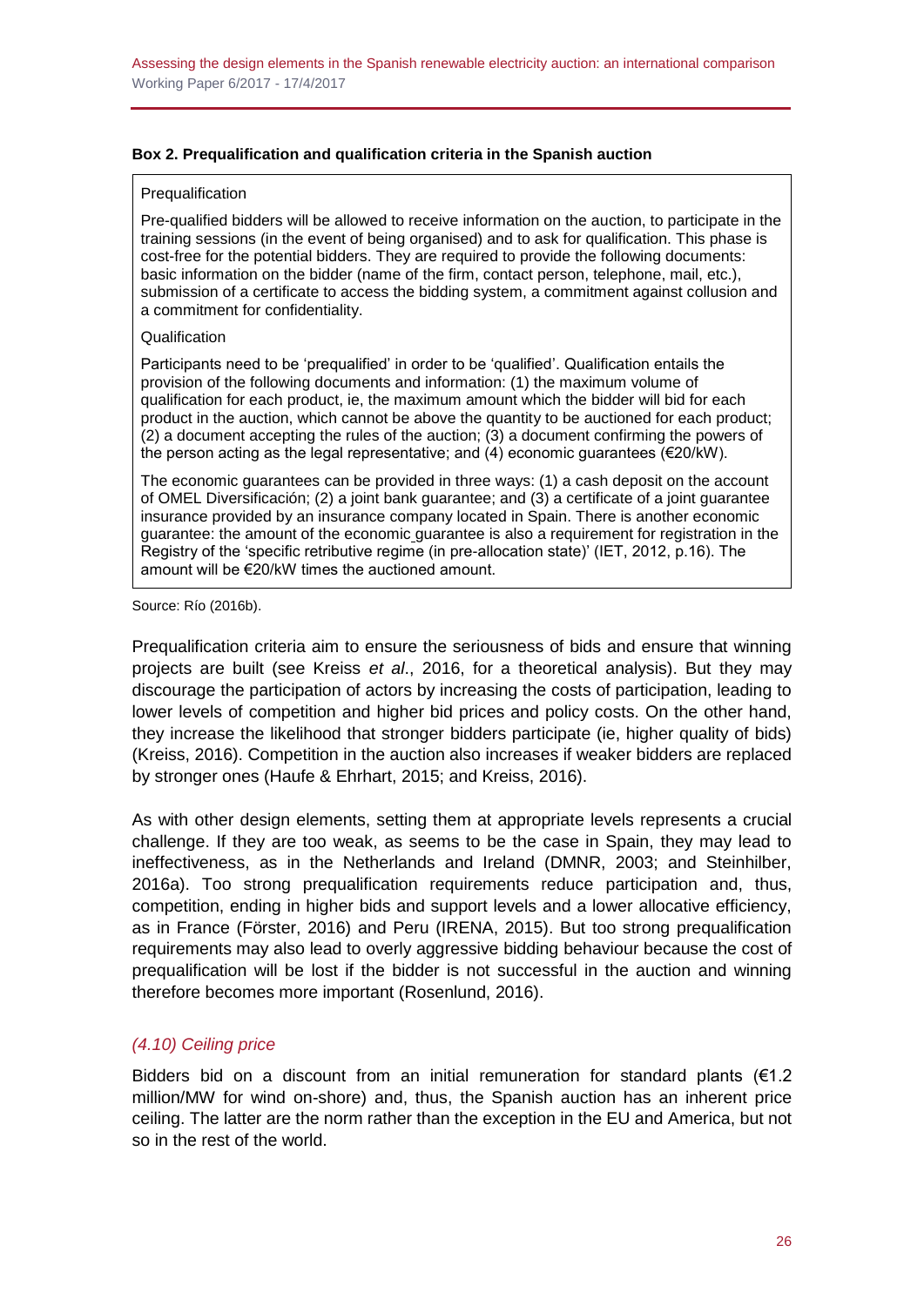**Box 2. Prequalification and qualification criteria in the Spanish auction**

Prequalification

Pre-qualified bidders will be allowed to receive information on the auction, to participate in the training sessions (in the event of being organised) and to ask for qualification. This phase is cost-free for the potential bidders. They are required to provide the following documents: basic information on the bidder (name of the firm, contact person, telephone, mail, etc.), submission of a certificate to access the bidding system, a commitment against collusion and a commitment for confidentiality.

Qualification

Participants need to be 'prequalified' in order to be 'qualified'. Qualification entails the provision of the following documents and information: (1) the maximum volume of qualification for each product, ie, the maximum amount which the bidder will bid for each product in the auction, which cannot be above the quantity to be auctioned for each product; (2) a document accepting the rules of the auction; (3) a document confirming the powers of the person acting as the legal representative; and (4) economic guarantees (€20/kW).

The economic guarantees can be provided in three ways: (1) a cash deposit on the account of OMEL Diversificación; (2) a joint bank guarantee; and (3) a certificate of a joint guarantee insurance provided by an insurance company located in Spain. There is another economic guarantee: the amount of the economic guarantee is also a requirement for registration in the Registry of the 'specific retributive regime (in pre-allocation state)' (IET, 2012, p.16). The amount will be €20/kW times the auctioned amount.

Source: Río (2016b).

Prequalification criteria aim to ensure the seriousness of bids and ensure that winning projects are built (see Kreiss *et al*., 2016, for a theoretical analysis). But they may discourage the participation of actors by increasing the costs of participation, leading to lower levels of competition and higher bid prices and policy costs. On the other hand, they increase the likelihood that stronger bidders participate (ie, higher quality of bids) (Kreiss, 2016). Competition in the auction also increases if weaker bidders are replaced by stronger ones (Haufe & Ehrhart, 2015; and Kreiss, 2016).

As with other design elements, setting them at appropriate levels represents a crucial challenge. If they are too weak, as seems to be the case in Spain, they may lead to ineffectiveness, as in the Netherlands and Ireland (DMNR, 2003; and Steinhilber, 2016a). Too strong prequalification requirements reduce participation and, thus, competition, ending in higher bids and support levels and a lower allocative efficiency, as in France (Förster, 2016) and Peru (IRENA, 2015). But too strong prequalification requirements may also lead to overly aggressive bidding behaviour because the cost of prequalification will be lost if the bidder is not successful in the auction and winning therefore becomes more important (Rosenlund, 2016).

### *(4.10) Ceiling price*

Bidders bid on a discount from an initial remuneration for standard plants (€1.2 million/MW for wind on-shore) and, thus, the Spanish auction has an inherent price ceiling. The latter are the norm rather than the exception in the EU and America, but not so in the rest of the world.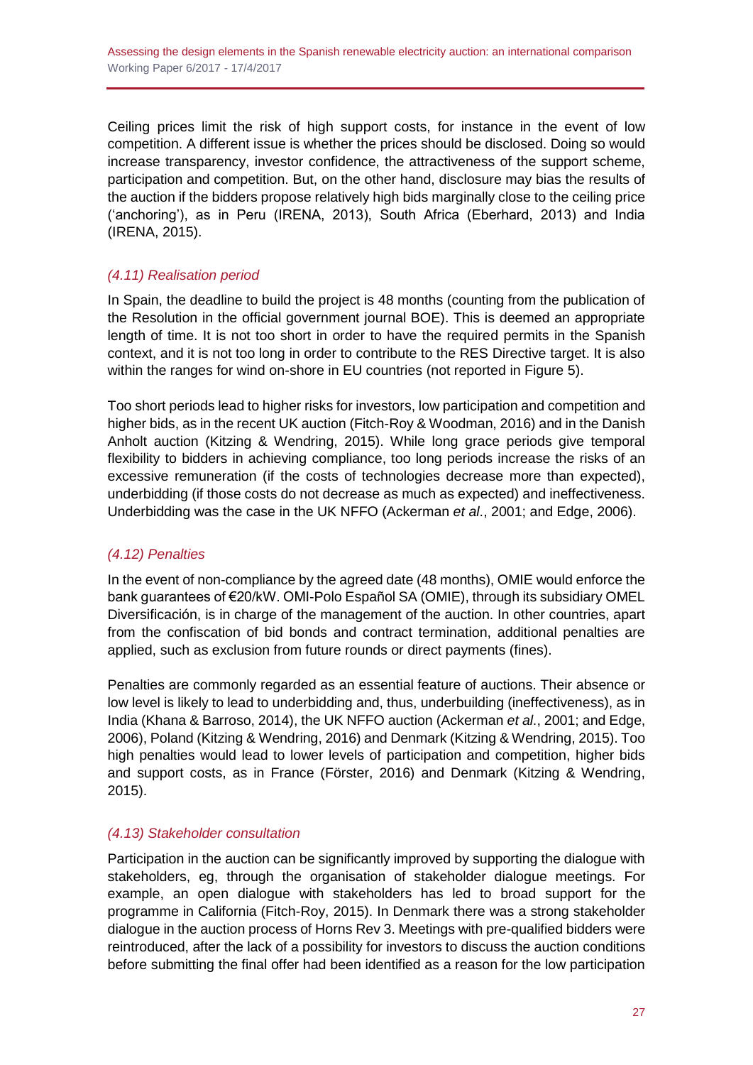Ceiling prices limit the risk of high support costs, for instance in the event of low competition. A different issue is whether the prices should be disclosed. Doing so would increase transparency, investor confidence, the attractiveness of the support scheme, participation and competition. But, on the other hand, disclosure may bias the results of the auction if the bidders propose relatively high bids marginally close to the ceiling price ('anchoring'), as in Peru (IRENA, 2013), South Africa (Eberhard, 2013) and India (IRENA, 2015).

### *(4.11) Realisation period*

In Spain, the deadline to build the project is 48 months (counting from the publication of the Resolution in the official government journal BOE). This is deemed an appropriate length of time. It is not too short in order to have the required permits in the Spanish context, and it is not too long in order to contribute to the RES Directive target. It is also within the ranges for wind on-shore in EU countries (not reported in Figure 5).

Too short periods lead to higher risks for investors, low participation and competition and higher bids, as in the recent UK auction (Fitch-Roy & Woodman, 2016) and in the Danish Anholt auction (Kitzing & Wendring, 2015). While long grace periods give temporal flexibility to bidders in achieving compliance, too long periods increase the risks of an excessive remuneration (if the costs of technologies decrease more than expected), underbidding (if those costs do not decrease as much as expected) and ineffectiveness. Underbidding was the case in the UK NFFO (Ackerman *et al*., 2001; and Edge, 2006).

### *(4.12) Penalties*

In the event of non-compliance by the agreed date (48 months), OMIE would enforce the bank guarantees of €20/kW. OMI-Polo Español SA (OMIE), through its subsidiary OMEL Diversificación, is in charge of the management of the auction. In other countries, apart from the confiscation of bid bonds and contract termination, additional penalties are applied, such as exclusion from future rounds or direct payments (fines).

Penalties are commonly regarded as an essential feature of auctions. Their absence or low level is likely to lead to underbidding and, thus, underbuilding (ineffectiveness), as in India (Khana & Barroso, 2014), the UK NFFO auction (Ackerman *et al*., 2001; and Edge, 2006), Poland (Kitzing & Wendring, 2016) and Denmark (Kitzing & Wendring, 2015). Too high penalties would lead to lower levels of participation and competition, higher bids and support costs, as in France (Förster, 2016) and Denmark (Kitzing & Wendring, 2015).

### *(4.13) Stakeholder consultation*

Participation in the auction can be significantly improved by supporting the dialogue with stakeholders, eg, through the organisation of stakeholder dialogue meetings. For example, an open dialogue with stakeholders has led to broad support for the programme in California (Fitch-Roy, 2015). In Denmark there was a strong stakeholder dialogue in the auction process of Horns Rev 3. Meetings with pre-qualified bidders were reintroduced, after the lack of a possibility for investors to discuss the auction conditions before submitting the final offer had been identified as a reason for the low participation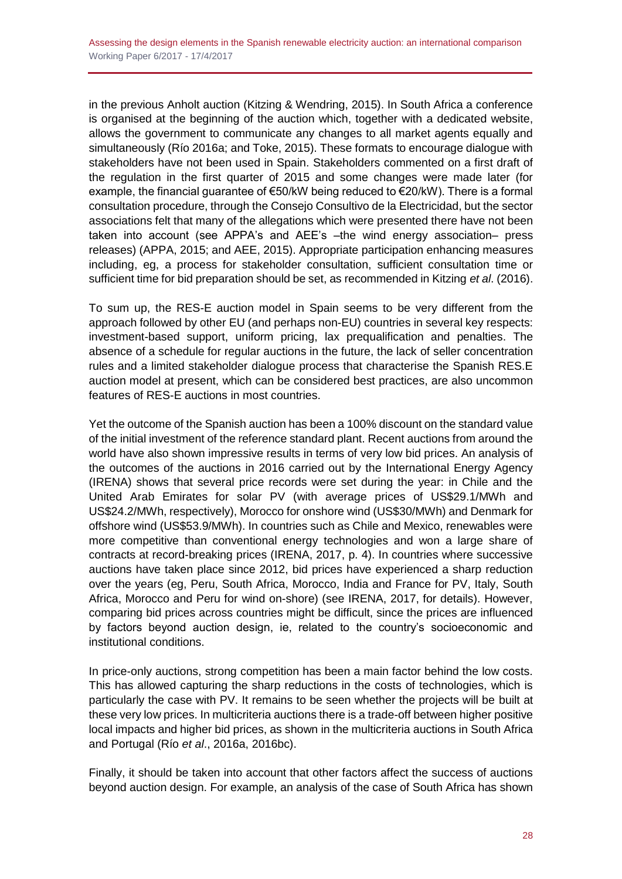in the previous Anholt auction (Kitzing & Wendring, 2015). In South Africa a conference is organised at the beginning of the auction which, together with a dedicated website, allows the government to communicate any changes to all market agents equally and simultaneously (Río 2016a; and Toke, 2015). These formats to encourage dialogue with stakeholders have not been used in Spain. Stakeholders commented on a first draft of the regulation in the first quarter of 2015 and some changes were made later (for example, the financial guarantee of €50/kW being reduced to €20/kW). There is a formal consultation procedure, through the Consejo Consultivo de la Electricidad, but the sector associations felt that many of the allegations which were presented there have not been taken into account (see APPA's and AEE's –the wind energy association– press releases) (APPA, 2015; and AEE, 2015). Appropriate participation enhancing measures including, eg, a process for stakeholder consultation, sufficient consultation time or sufficient time for bid preparation should be set, as recommended in Kitzing *et al*. (2016).

To sum up, the RES-E auction model in Spain seems to be very different from the approach followed by other EU (and perhaps non-EU) countries in several key respects: investment-based support, uniform pricing, lax prequalification and penalties. The absence of a schedule for regular auctions in the future, the lack of seller concentration rules and a limited stakeholder dialogue process that characterise the Spanish RES.E auction model at present, which can be considered best practices, are also uncommon features of RES-E auctions in most countries.

Yet the outcome of the Spanish auction has been a 100% discount on the standard value of the initial investment of the reference standard plant. Recent auctions from around the world have also shown impressive results in terms of very low bid prices. An analysis of the outcomes of the auctions in 2016 carried out by the International Energy Agency (IRENA) shows that several price records were set during the year: in Chile and the United Arab Emirates for solar PV (with average prices of US$29.1/MWh and US$24.2/MWh, respectively), Morocco for onshore wind (US$30/MWh) and Denmark for offshore wind (US$53.9/MWh). In countries such as Chile and Mexico, renewables were more competitive than conventional energy technologies and won a large share of contracts at record-breaking prices (IRENA, 2017, p. 4). In countries where successive auctions have taken place since 2012, bid prices have experienced a sharp reduction over the years (eg, Peru, South Africa, Morocco, India and France for PV, Italy, South Africa, Morocco and Peru for wind on-shore) (see IRENA, 2017, for details). However, comparing bid prices across countries might be difficult, since the prices are influenced by factors beyond auction design, ie, related to the country's socioeconomic and institutional conditions.

In price-only auctions, strong competition has been a main factor behind the low costs. This has allowed capturing the sharp reductions in the costs of technologies, which is particularly the case with PV. It remains to be seen whether the projects will be built at these very low prices. In multicriteria auctions there is a trade-off between higher positive local impacts and higher bid prices, as shown in the multicriteria auctions in South Africa and Portugal (Río *et al*., 2016a, 2016bc).

Finally, it should be taken into account that other factors affect the success of auctions beyond auction design. For example, an analysis of the case of South Africa has shown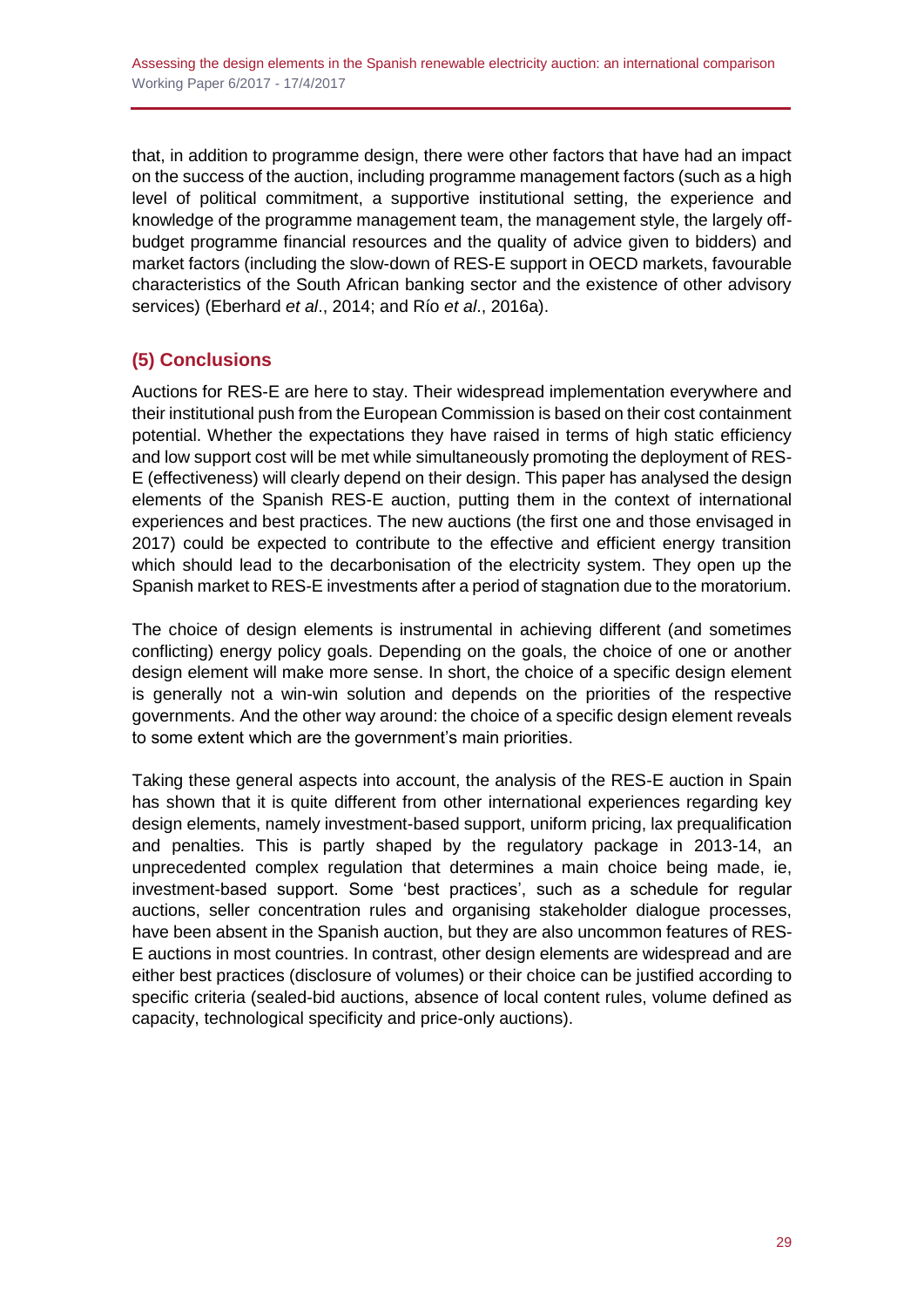that, in addition to programme design, there were other factors that have had an impact on the success of the auction, including programme management factors (such as a high level of political commitment, a supportive institutional setting, the experience and knowledge of the programme management team, the management style, the largely off-budget programme financial resources and the quality of advice given to bidders) and market factors (including the slow-down of RES-E support in OECD markets, favourable characteristics of the South African banking sector and the existence of other advisory services) (Eberhard *et al*., 2014; and Río *et al*., 2016a).

## (5) Conclusions

Auctions for RES-E are here to stay. Their widespread implementation everywhere and their institutional push from the European Commission is based on their cost containment potential. Whether the expectations they have raised in terms of high static efficiency and low support cost will be met while simultaneously promoting the deployment of RES-E (effectiveness) will clearly depend on their design. This paper has analysed the design elements of the Spanish RES-E auction, putting them in the context of international experiences and best practices. The new auctions (the first one and those envisaged in 2017) could be expected to contribute to the effective and efficient energy transition which should lead to the decarbonisation of the electricity system. They open up the Spanish market to RES-E investments after a period of stagnation due to the moratorium.

The choice of design elements is instrumental in achieving different (and sometimes conflicting) energy policy goals. Depending on the goals, the choice of one or another design element will make more sense. In short, the choice of a specific design element is generally not a win-win solution and depends on the priorities of the respective governments. And the other way around: the choice of a specific design element reveals to some extent which are the government's main priorities.

Taking these general aspects into account, the analysis of the RES-E auction in Spain has shown that it is quite different from other international experiences regarding key design elements, namely investment-based support, uniform pricing, lax prequalification and penalties. This is partly shaped by the regulatory package in 2013-14, an unprecedented complex regulation that determines a main choice being made, ie, investment-based support. Some 'best practices', such as a schedule for regular auctions, seller concentration rules and organising stakeholder dialogue processes, have been absent in the Spanish auction, but they are also uncommon features of RES-E auctions in most countries. In contrast, other design elements are widespread and are either best practices (disclosure of volumes) or their choice can be justified according to specific criteria (sealed-bid auctions, absence of local content rules, volume defined as capacity, technological specificity and price-only auctions).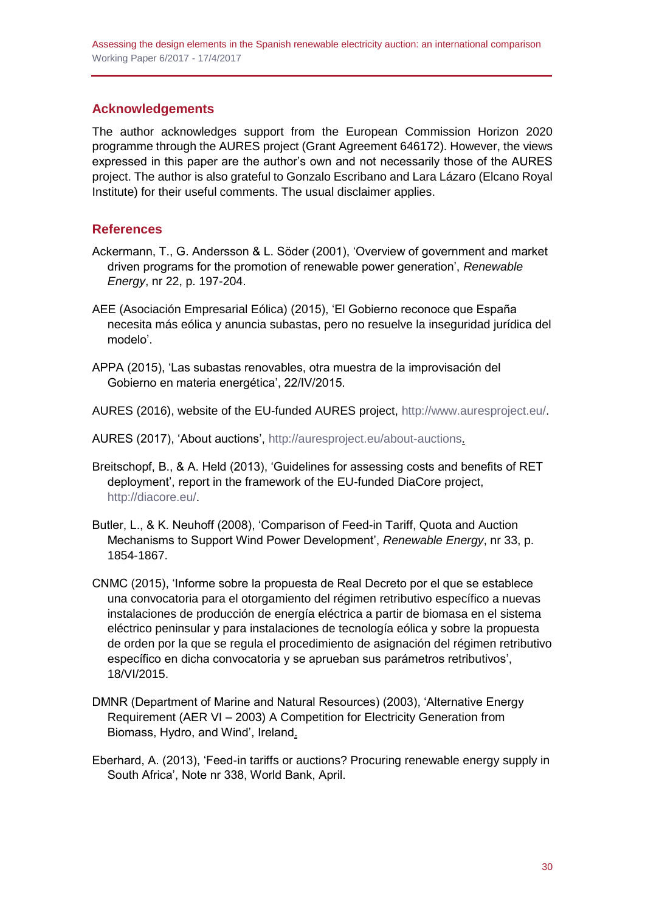## Acknowledgements

The author acknowledges support from the European Commission Horizon 2020 programme through the AURES project (Grant Agreement 646172). However, the views expressed in this paper are the author's own and not necessarily those of the AURES project. The author is also grateful to Gonzalo Escribano and Lara Lázaro (Elcano Royal Institute) for their useful comments. The usual disclaimer applies.

## References

Ackermann, T., G. Andersson & L. Söder (2001), 'Overview of government and market driven programs for the promotion of renewable power generation', *Renewable Energy*, nr 22, p. 197-204.

AEE (Asociación Empresarial Eólica) (2015), 'El Gobierno reconoce que España necesita más eólica y anuncia subastas, pero no resuelve la inseguridad jurídica del modelo'.

APPA (2015), 'Las subastas renovables, otra muestra de la improvisación del Gobierno en materia energética', 22/IV/2015.

AURES (2016), website of the EU-funded AURES project, http://www.auresproject.eu/.

AURES (2017), 'About auctions', http://auresproject.eu/about-auctions.

Breitschopf, B., & A. Held (2013), 'Guidelines for assessing costs and benefits of RET deployment', report in the framework of the EU-funded DiaCore project, http://diacore.eu/.

Butler, L., & K. Neuhoff (2008), 'Comparison of Feed-in Tariff, Quota and Auction Mechanisms to Support Wind Power Development', *Renewable Energy*, nr 33, p. 1854-1867.

CNMC (2015), 'Informe sobre la propuesta de Real Decreto por el que se establece una convocatoria para el otorgamiento del régimen retributivo específico a nuevas instalaciones de producción de energía eléctrica a partir de biomasa en el sistema eléctrico peninsular y para instalaciones de tecnología eólica y sobre la propuesta de orden por la que se regula el procedimiento de asignación del régimen retributivo específico en dicha convocatoria y se aprueban sus parámetros retributivos', 18/VI/2015.

DMNR (Department of Marine and Natural Resources) (2003), 'Alternative Energy Requirement (AER VI – 2003) A Competition for Electricity Generation from Biomass, Hydro, and Wind', Ireland.

Eberhard, A. (2013), 'Feed-in tariffs or auctions? Procuring renewable energy supply in South Africa', Note nr 338, World Bank, April.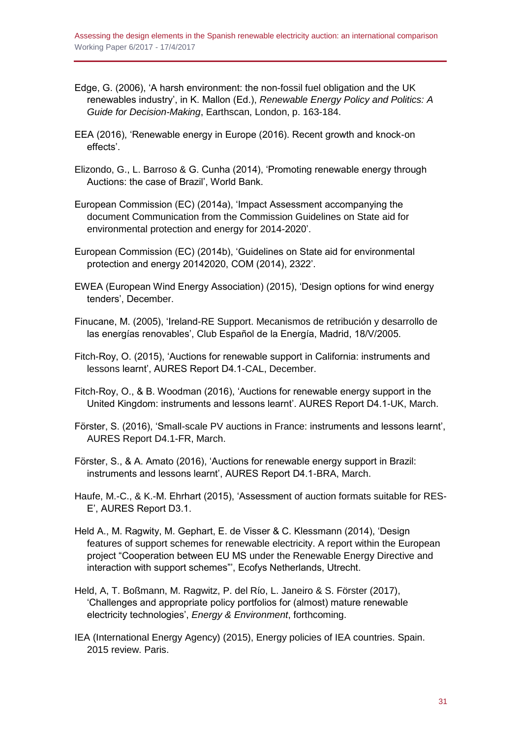Edge, G. (2006), 'A harsh environment: the non-fossil fuel obligation and the UK renewables industry', in K. Mallon (Ed.), *Renewable Energy Policy and Politics: A Guide for Decision-Making*, Earthscan, London, p. 163-184.

EEA (2016), 'Renewable energy in Europe (2016). Recent growth and knock-on effects'.

Elizondo, G., L. Barroso & G. Cunha (2014), 'Promoting renewable energy through Auctions: the case of Brazil', World Bank.

European Commission (EC) (2014a), 'Impact Assessment accompanying the document Communication from the Commission Guidelines on State aid for environmental protection and energy for 2014-2020'.

European Commission (EC) (2014b), 'Guidelines on State aid for environmental protection and energy 20142020, COM (2014), 2322'.

EWEA (European Wind Energy Association) (2015), 'Design options for wind energy tenders', December.

Finucane, M. (2005), 'Ireland-RE Support. Mecanismos de retribución y desarrollo de las energías renovables', Club Español de la Energía, Madrid, 18/V/2005.

Fitch-Roy, O. (2015), 'Auctions for renewable support in California: instruments and lessons learnt', AURES Report D4.1-CAL, December.

Fitch-Roy, O., & B. Woodman (2016), 'Auctions for renewable energy support in the United Kingdom: instruments and lessons learnt'. AURES Report D4.1-UK, March.

Förster, S. (2016), 'Small-scale PV auctions in France: instruments and lessons learnt', AURES Report D4.1-FR, March.

Förster, S., & A. Amato (2016), 'Auctions for renewable energy support in Brazil: instruments and lessons learnt', AURES Report D4.1-BRA, March.

Haufe, M.-C., & K.-M. Ehrhart (2015), 'Assessment of auction formats suitable for RES-E', AURES Report D3.1.

Held A., M. Ragwity, M. Gephart, E. de Visser & C. Klessmann (2014), 'Design features of support schemes for renewable electricity. A report within the European project "Cooperation between EU MS under the Renewable Energy Directive and interaction with support schemes"', Ecofys Netherlands, Utrecht.

Held, A, T. Boßmann, M. Ragwitz, P. del Río, L. Janeiro & S. Förster (2017), 'Challenges and appropriate policy portfolios for (almost) mature renewable electricity technologies', *Energy & Environment*, forthcoming.

IEA (International Energy Agency) (2015), Energy policies of IEA countries. Spain. 2015 review. Paris.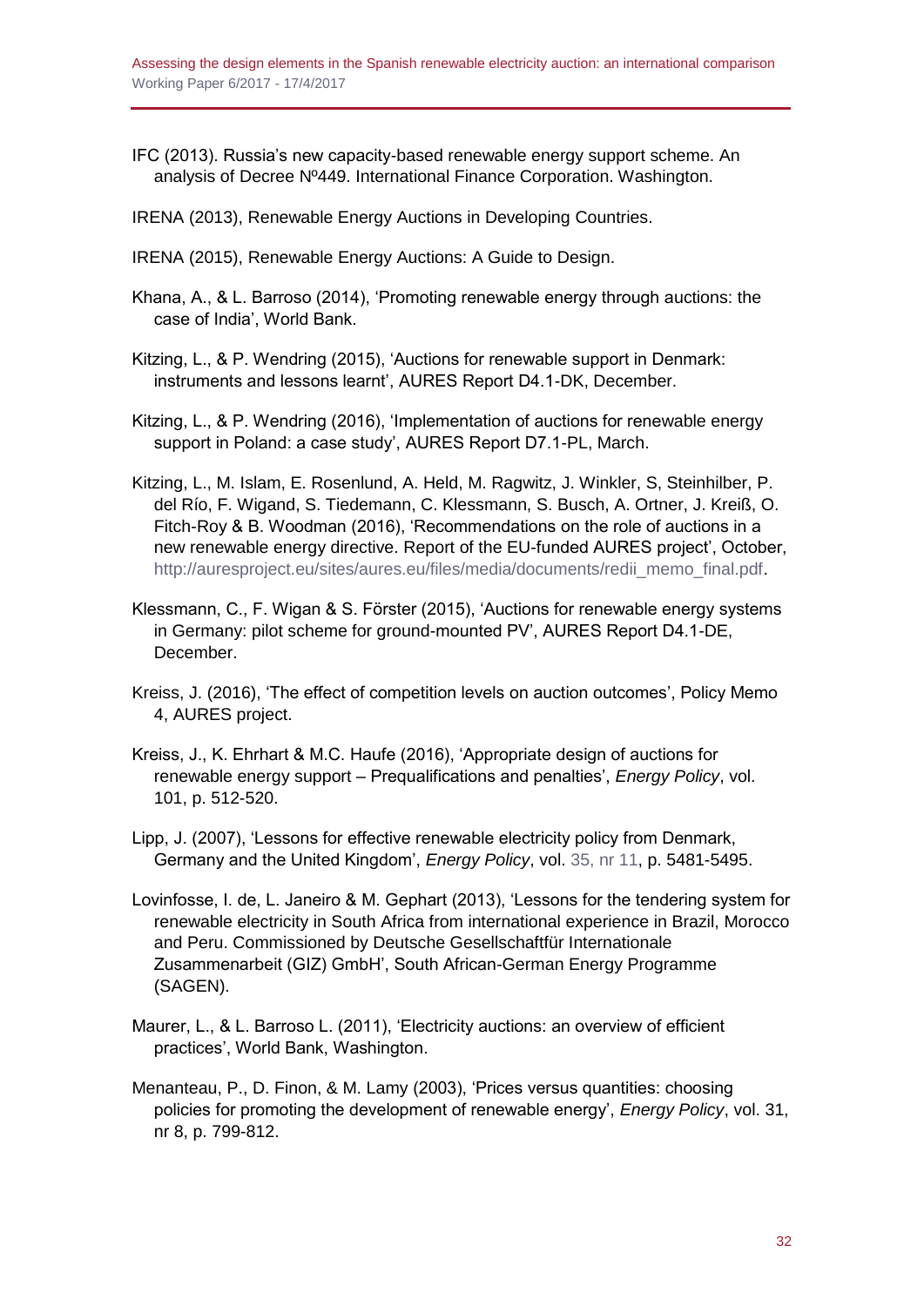IFC (2013). Russia's new capacity-based renewable energy support scheme. An analysis of Decree Nº449. International Finance Corporation. Washington.

IRENA (2013), Renewable Energy Auctions in Developing Countries.

IRENA (2015), Renewable Energy Auctions: A Guide to Design.

Khana, A., & L. Barroso (2014), 'Promoting renewable energy through auctions: the case of India', World Bank.

Kitzing, L., & P. Wendring (2015), 'Auctions for renewable support in Denmark: instruments and lessons learnt', AURES Report D4.1-DK, December.

Kitzing, L., & P. Wendring (2016), 'Implementation of auctions for renewable energy support in Poland: a case study', AURES Report D7.1-PL, March.

Kitzing, L., M. Islam, E. Rosenlund, A. Held, M. Ragwitz, J. Winkler, S, Steinhilber, P. del Río, F. Wigand, S. Tiedemann, C. Klessmann, S. Busch, A. Ortner, J. Kreiß, O. Fitch-Roy & B. Woodman (2016), 'Recommendations on the role of auctions in a new renewable energy directive. Report of the EU-funded AURES project', October, http://auresproject.eu/sites/aures.eu/files/media/documents/redii_memo_final.pdf.

Klessmann, C., F. Wigan & S. Förster (2015), 'Auctions for renewable energy systems in Germany: pilot scheme for ground-mounted PV', AURES Report D4.1-DE, December.

Kreiss, J. (2016), 'The effect of competition levels on auction outcomes', Policy Memo 4, AURES project.

Kreiss, J., K. Ehrhart & M.C. Haufe (2016), 'Appropriate design of auctions for renewable energy support – Prequalifications and penalties', *Energy Policy*, vol. 101, p. 512-520.

Lipp, J. (2007), 'Lessons for effective renewable electricity policy from Denmark, Germany and the United Kingdom', *Energy Policy*, vol. 35, nr 11, p. 5481-5495.

Lovinfosse, I. de, L. Janeiro & M. Gephart (2013), 'Lessons for the tendering system for renewable electricity in South Africa from international experience in Brazil, Morocco and Peru. Commissioned by Deutsche Gesellschaftfür Internationale Zusammenarbeit (GIZ) GmbH', South African-German Energy Programme (SAGEN).

Maurer, L., & L. Barroso L. (2011), 'Electricity auctions: an overview of efficient practices', World Bank, Washington.

Menanteau, P., D. Finon, & M. Lamy (2003), 'Prices versus quantities: choosing policies for promoting the development of renewable energy', *Energy Policy*, vol. 31, nr 8, p. 799-812.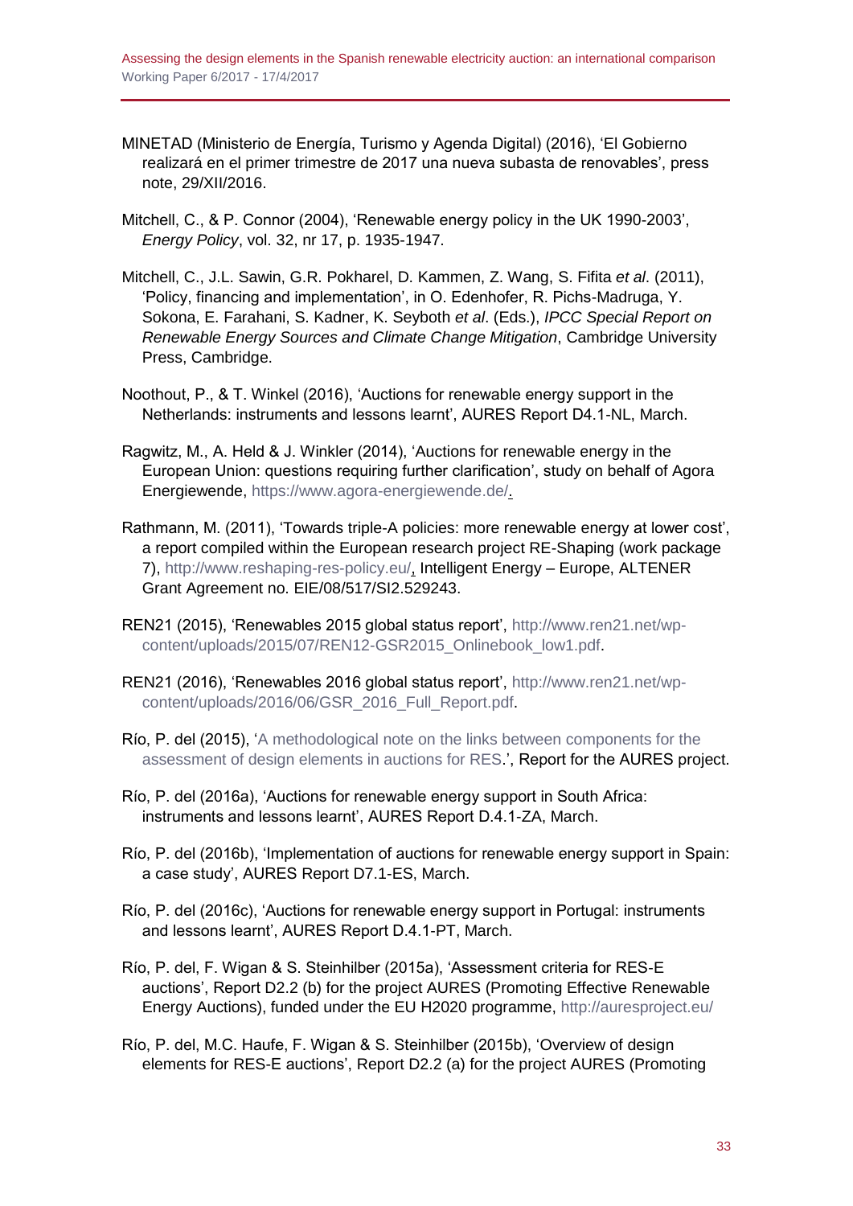MINETAD (Ministerio de Energía, Turismo y Agenda Digital) (2016), 'El Gobierno realizará en el primer trimestre de 2017 una nueva subasta de renovables', press note, 29/XII/2016.

Mitchell, C., & P. Connor (2004), 'Renewable energy policy in the UK 1990-2003', *Energy Policy*, vol. 32, nr 17, p. 1935-1947.

Mitchell, C., J.L. Sawin, G.R. Pokharel, D. Kammen, Z. Wang, S. Fifita *et al*. (2011), 'Policy, financing and implementation', in O. Edenhofer, R. Pichs-Madruga, Y. Sokona, E. Farahani, S. Kadner, K. Seyboth *et al*. (Eds.), *IPCC Special Report on Renewable Energy Sources and Climate Change Mitigation*, Cambridge University Press, Cambridge.

Noothout, P., & T. Winkel (2016), 'Auctions for renewable energy support in the Netherlands: instruments and lessons learnt', AURES Report D4.1-NL, March.

Ragwitz, M., A. Held & J. Winkler (2014), 'Auctions for renewable energy in the European Union: questions requiring further clarification', study on behalf of Agora Energiewende, https://www.agora-energiewende.de/.

Rathmann, M. (2011), 'Towards triple-A policies: more renewable energy at lower cost', a report compiled within the European research project RE-Shaping (work package 7), http://www.reshaping-res-policy.eu/, Intelligent Energy – Europe, ALTENER Grant Agreement no. EIE/08/517/SI2.529243.

REN21 (2015), 'Renewables 2015 global status report', http://www.ren21.net/wp-content/uploads/2015/07/REN12-GSR2015_Onlinebook_low1.pdf.

REN21 (2016), 'Renewables 2016 global status report', http://www.ren21.net/wp-content/uploads/2016/06/GSR_2016_Full_Report.pdf.

Río, P. del (2015), 'A methodological note on the links between components for the assessment of design elements in auctions for RES.', Report for the AURES project.

Río, P. del (2016a), 'Auctions for renewable energy support in South Africa: instruments and lessons learnt', AURES Report D.4.1-ZA, March.

Río, P. del (2016b), 'Implementation of auctions for renewable energy support in Spain: a case study', AURES Report D7.1-ES, March.

Río, P. del (2016c), 'Auctions for renewable energy support in Portugal: instruments and lessons learnt', AURES Report D.4.1-PT, March.

Río, P. del, F. Wigan & S. Steinhilber (2015a), 'Assessment criteria for RES-E auctions', Report D2.2 (b) for the project AURES (Promoting Effective Renewable Energy Auctions), funded under the EU H2020 programme, http://auresproject.eu/

Río, P. del, M.C. Haufe, F. Wigan & S. Steinhilber (2015b), 'Overview of design elements for RES-E auctions', Report D2.2 (a) for the project AURES (Promoting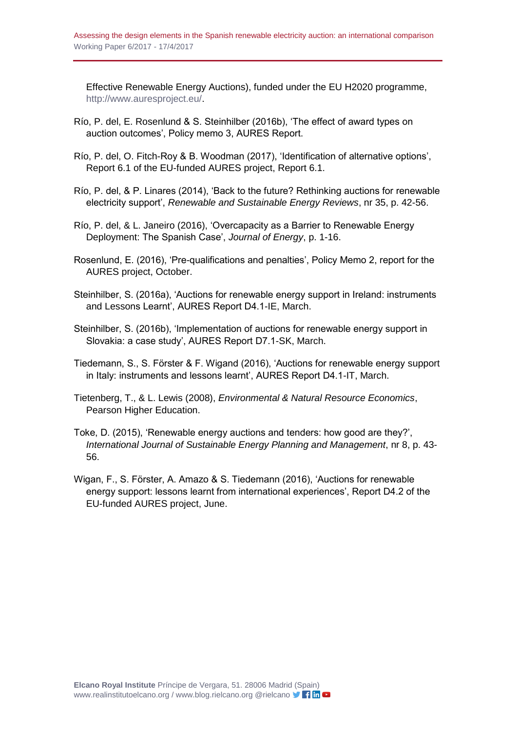Effective Renewable Energy Auctions), funded under the EU H2020 programme, http://www.auresproject.eu/.

Río, P. del, E. Rosenlund & S. Steinhilber (2016b), 'The effect of award types on auction outcomes', Policy memo 3, AURES Report.

Río, P. del, O. Fitch-Roy & B. Woodman (2017), 'Identification of alternative options', Report 6.1 of the EU-funded AURES project, Report 6.1.

Río, P. del, & P. Linares (2014), 'Back to the future? Rethinking auctions for renewable electricity support', *Renewable and Sustainable Energy Reviews*, nr 35, p. 42-56.

Río, P. del, & L. Janeiro (2016), 'Overcapacity as a Barrier to Renewable Energy Deployment: The Spanish Case', *Journal of Energy*, p. 1-16.

Rosenlund, E. (2016), 'Pre-qualifications and penalties', Policy Memo 2, report for the AURES project, October.

Steinhilber, S. (2016a), 'Auctions for renewable energy support in Ireland: instruments and Lessons Learnt', AURES Report D4.1-IE, March.

Steinhilber, S. (2016b), 'Implementation of auctions for renewable energy support in Slovakia: a case study', AURES Report D7.1-SK, March.

Tiedemann, S., S. Förster & F. Wigand (2016), 'Auctions for renewable energy support in Italy: instruments and lessons learnt', AURES Report D4.1-IT, March.

Tietenberg, T., & L. Lewis (2008), *Environmental & Natural Resource Economics*, Pearson Higher Education.

Toke, D. (2015), 'Renewable energy auctions and tenders: how good are they?', *International Journal of Sustainable Energy Planning and Management*, nr 8, p. 43-56.

Wigan, F., S. Förster, A. Amazo & S. Tiedemann (2016), 'Auctions for renewable energy support: lessons learnt from international experiences', Report D4.2 of the EU-funded AURES project, June.